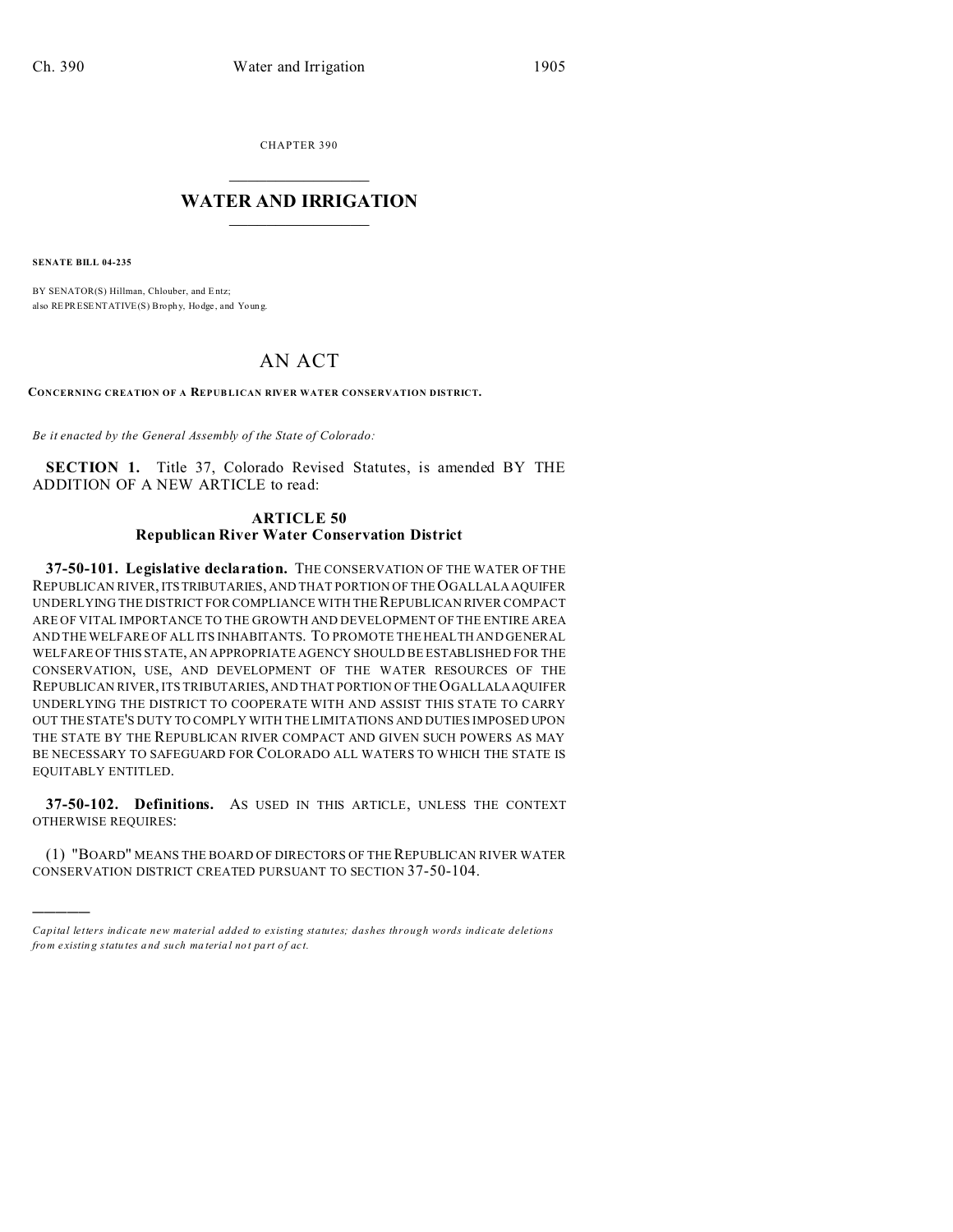CHAPTER 390

# WATER AND IRRIGATION

**SENATE BILL 04-235**

BY SENATOR(S) Hillman, Chlouber, and Entz;
also REPRESENTATIVE(S) Brophy, Hodge, and Young.

# AN ACT

**CONCERNING CREATION OF A REPUBLICAN RIVER WATER CONSERVATION DISTRICT.**

*Be it enacted by the General Assembly of the State of Colorado:*

**SECTION 1.** Title 37, Colorado Revised Statutes, is amended BY THE ADDITION OF A NEW ARTICLE to read:

## ARTICLE 50
## Republican River Water Conservation District

**37-50-101. Legislative declaration.** THE CONSERVATION OF THE WATER OF THE REPUBLICAN RIVER, ITS TRIBUTARIES, AND THAT PORTION OF THE OGALLALA AQUIFER UNDERLYING THE DISTRICT FOR COMPLIANCE WITH THE REPUBLICAN RIVER COMPACT ARE OF VITAL IMPORTANCE TO THE GROWTH AND DEVELOPMENT OF THE ENTIRE AREA AND THE WELFARE OF ALL ITS INHABITANTS. TO PROMOTE THE HEALTH AND GENERAL WELFARE OF THIS STATE, AN APPROPRIATE AGENCY SHOULD BE ESTABLISHED FOR THE CONSERVATION, USE, AND DEVELOPMENT OF THE WATER RESOURCES OF THE REPUBLICAN RIVER, ITS TRIBUTARIES, AND THAT PORTION OF THE OGALLALA AQUIFER UNDERLYING THE DISTRICT TO COOPERATE WITH AND ASSIST THIS STATE TO CARRY OUT THE STATE'S DUTY TO COMPLY WITH THE LIMITATIONS AND DUTIES IMPOSED UPON THE STATE BY THE REPUBLICAN RIVER COMPACT AND GIVEN SUCH POWERS AS MAY BE NECESSARY TO SAFEGUARD FOR COLORADO ALL WATERS TO WHICH THE STATE IS EQUITABLY ENTITLED.

**37-50-102. Definitions.** AS USED IN THIS ARTICLE, UNLESS THE CONTEXT OTHERWISE REQUIRES:

(1) "BOARD" MEANS THE BOARD OF DIRECTORS OF THE REPUBLICAN RIVER WATER CONSERVATION DISTRICT CREATED PURSUANT TO SECTION 37-50-104.

---

*Capital letters indicate new material added to existing statutes; dashes through words indicate deletions from existing statutes and such material not part of act.*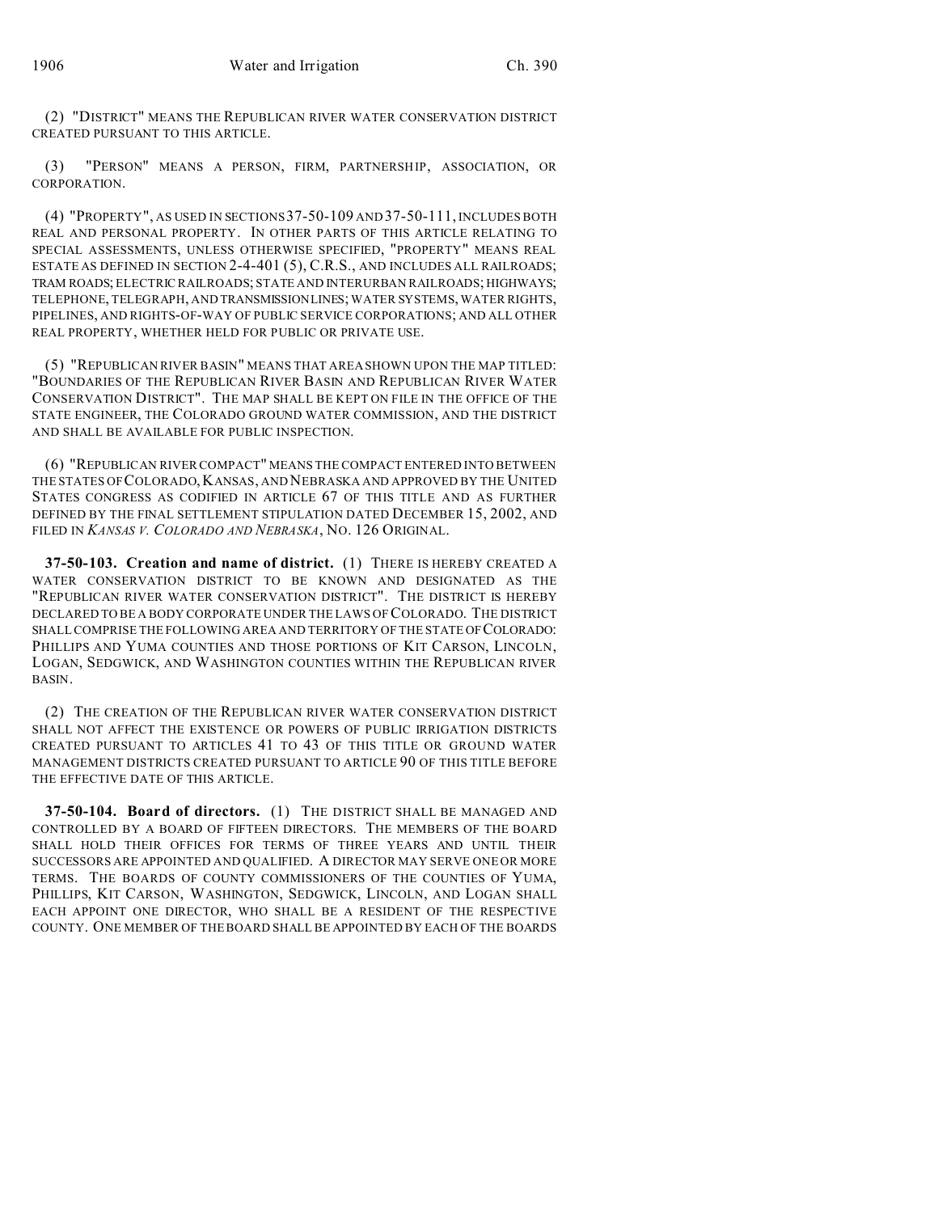(2) "DISTRICT" MEANS THE REPUBLICAN RIVER WATER CONSERVATION DISTRICT CREATED PURSUANT TO THIS ARTICLE.

(3) "PERSON" MEANS A PERSON, FIRM, PARTNERSHIP, ASSOCIATION, OR CORPORATION.

(4) "PROPERTY", AS USED IN SECTIONS 37-50-109 AND 37-50-111, INCLUDES BOTH REAL AND PERSONAL PROPERTY. IN OTHER PARTS OF THIS ARTICLE RELATING TO SPECIAL ASSESSMENTS, UNLESS OTHERWISE SPECIFIED, "PROPERTY" MEANS REAL ESTATE AS DEFINED IN SECTION 2-4-401 (5), C.R.S., AND INCLUDES ALL RAILROADS; TRAM ROADS; ELECTRIC RAILROADS; STATE AND INTERURBAN RAILROADS; HIGHWAYS; TELEPHONE, TELEGRAPH, AND TRANSMISSION LINES; WATER SYSTEMS, WATER RIGHTS, PIPELINES, AND RIGHTS-OF-WAY OF PUBLIC SERVICE CORPORATIONS; AND ALL OTHER REAL PROPERTY, WHETHER HELD FOR PUBLIC OR PRIVATE USE.

(5) "REPUBLICAN RIVER BASIN" MEANS THAT AREA SHOWN UPON THE MAP TITLED: "BOUNDARIES OF THE REPUBLICAN RIVER BASIN AND REPUBLICAN RIVER WATER CONSERVATION DISTRICT". THE MAP SHALL BE KEPT ON FILE IN THE OFFICE OF THE STATE ENGINEER, THE COLORADO GROUND WATER COMMISSION, AND THE DISTRICT AND SHALL BE AVAILABLE FOR PUBLIC INSPECTION.

(6) "REPUBLICAN RIVER COMPACT" MEANS THE COMPACT ENTERED INTO BETWEEN THE STATES OF COLORADO, KANSAS, AND NEBRASKA AND APPROVED BY THE UNITED STATES CONGRESS AS CODIFIED IN ARTICLE 67 OF THIS TITLE AND AS FURTHER DEFINED BY THE FINAL SETTLEMENT STIPULATION DATED DECEMBER 15, 2002, AND FILED IN *KANSAS V. COLORADO AND NEBRASKA*, NO. 126 ORIGINAL.

**37-50-103. Creation and name of district.** (1) THERE IS HEREBY CREATED A WATER CONSERVATION DISTRICT TO BE KNOWN AND DESIGNATED AS THE "REPUBLICAN RIVER WATER CONSERVATION DISTRICT". THE DISTRICT IS HEREBY DECLARED TO BE A BODY CORPORATE UNDER THE LAWS OF COLORADO. THE DISTRICT SHALL COMPRISE THE FOLLOWING AREA AND TERRITORY OF THE STATE OF COLORADO: PHILLIPS AND YUMA COUNTIES AND THOSE PORTIONS OF KIT CARSON, LINCOLN, LOGAN, SEDGWICK, AND WASHINGTON COUNTIES WITHIN THE REPUBLICAN RIVER BASIN.

(2) THE CREATION OF THE REPUBLICAN RIVER WATER CONSERVATION DISTRICT SHALL NOT AFFECT THE EXISTENCE OR POWERS OF PUBLIC IRRIGATION DISTRICTS CREATED PURSUANT TO ARTICLES 41 TO 43 OF THIS TITLE OR GROUND WATER MANAGEMENT DISTRICTS CREATED PURSUANT TO ARTICLE 90 OF THIS TITLE BEFORE THE EFFECTIVE DATE OF THIS ARTICLE.

**37-50-104. Board of directors.** (1) THE DISTRICT SHALL BE MANAGED AND CONTROLLED BY A BOARD OF FIFTEEN DIRECTORS. THE MEMBERS OF THE BOARD SHALL HOLD THEIR OFFICES FOR TERMS OF THREE YEARS AND UNTIL THEIR SUCCESSORS ARE APPOINTED AND QUALIFIED. A DIRECTOR MAY SERVE ONE OR MORE TERMS. THE BOARDS OF COUNTY COMMISSIONERS OF THE COUNTIES OF YUMA, PHILLIPS, KIT CARSON, WASHINGTON, SEDGWICK, LINCOLN, AND LOGAN SHALL EACH APPOINT ONE DIRECTOR, WHO SHALL BE A RESIDENT OF THE RESPECTIVE COUNTY. ONE MEMBER OF THE BOARD SHALL BE APPOINTED BY EACH OF THE BOARDS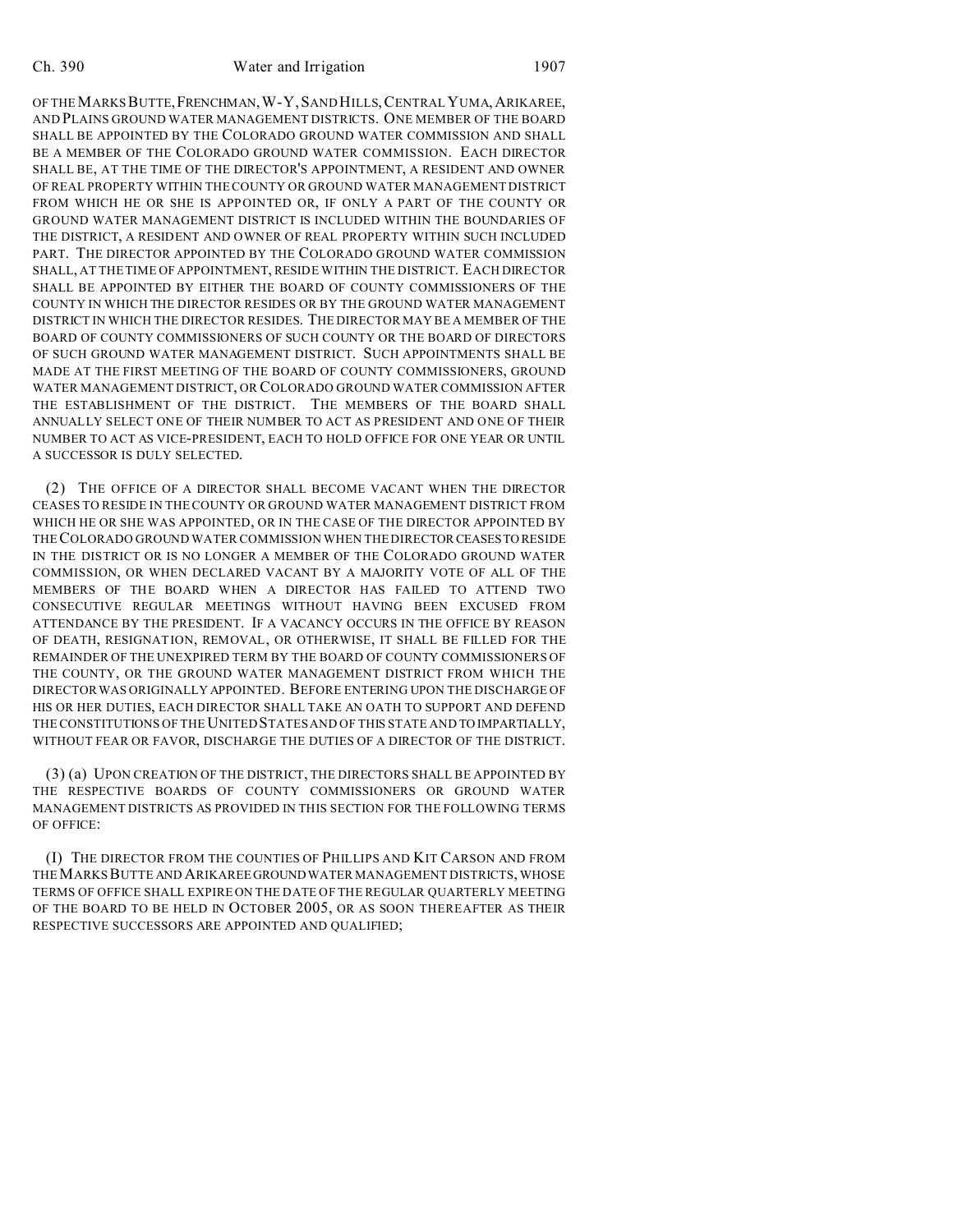OF THE MARKS BUTTE, FRENCHMAN, W-Y, SAND HILLS, CENTRAL YUMA, ARIKAREE, AND PLAINS GROUND WATER MANAGEMENT DISTRICTS. ONE MEMBER OF THE BOARD SHALL BE APPOINTED BY THE COLORADO GROUND WATER COMMISSION AND SHALL BE A MEMBER OF THE COLORADO GROUND WATER COMMISSION. EACH DIRECTOR SHALL BE, AT THE TIME OF THE DIRECTOR'S APPOINTMENT, A RESIDENT AND OWNER OF REAL PROPERTY WITHIN THE COUNTY OR GROUND WATER MANAGEMENT DISTRICT FROM WHICH HE OR SHE IS APPOINTED OR, IF ONLY A PART OF THE COUNTY OR GROUND WATER MANAGEMENT DISTRICT IS INCLUDED WITHIN THE BOUNDARIES OF THE DISTRICT, A RESIDENT AND OWNER OF REAL PROPERTY WITHIN SUCH INCLUDED PART. THE DIRECTOR APPOINTED BY THE COLORADO GROUND WATER COMMISSION SHALL, AT THE TIME OF APPOINTMENT, RESIDE WITHIN THE DISTRICT. EACH DIRECTOR SHALL BE APPOINTED BY EITHER THE BOARD OF COUNTY COMMISSIONERS OF THE COUNTY IN WHICH THE DIRECTOR RESIDES OR BY THE GROUND WATER MANAGEMENT DISTRICT IN WHICH THE DIRECTOR RESIDES. THE DIRECTOR MAY BE A MEMBER OF THE BOARD OF COUNTY COMMISSIONERS OF SUCH COUNTY OR THE BOARD OF DIRECTORS OF SUCH GROUND WATER MANAGEMENT DISTRICT. SUCH APPOINTMENTS SHALL BE MADE AT THE FIRST MEETING OF THE BOARD OF COUNTY COMMISSIONERS, GROUND WATER MANAGEMENT DISTRICT, OR COLORADO GROUND WATER COMMISSION AFTER THE ESTABLISHMENT OF THE DISTRICT. THE MEMBERS OF THE BOARD SHALL ANNUALLY SELECT ONE OF THEIR NUMBER TO ACT AS PRESIDENT AND ONE OF THEIR NUMBER TO ACT AS VICE-PRESIDENT, EACH TO HOLD OFFICE FOR ONE YEAR OR UNTIL A SUCCESSOR IS DULY SELECTED.

(2) THE OFFICE OF A DIRECTOR SHALL BECOME VACANT WHEN THE DIRECTOR CEASES TO RESIDE IN THE COUNTY OR GROUND WATER MANAGEMENT DISTRICT FROM WHICH HE OR SHE WAS APPOINTED, OR IN THE CASE OF THE DIRECTOR APPOINTED BY THE COLORADO GROUND WATER COMMISSION WHEN THE DIRECTOR CEASES TO RESIDE IN THE DISTRICT OR IS NO LONGER A MEMBER OF THE COLORADO GROUND WATER COMMISSION, OR WHEN DECLARED VACANT BY A MAJORITY VOTE OF ALL OF THE MEMBERS OF THE BOARD WHEN A DIRECTOR HAS FAILED TO ATTEND TWO CONSECUTIVE REGULAR MEETINGS WITHOUT HAVING BEEN EXCUSED FROM ATTENDANCE BY THE PRESIDENT. IF A VACANCY OCCURS IN THE OFFICE BY REASON OF DEATH, RESIGNATION, REMOVAL, OR OTHERWISE, IT SHALL BE FILLED FOR THE REMAINDER OF THE UNEXPIRED TERM BY THE BOARD OF COUNTY COMMISSIONERS OF THE COUNTY, OR THE GROUND WATER MANAGEMENT DISTRICT FROM WHICH THE DIRECTOR WAS ORIGINALLY APPOINTED. BEFORE ENTERING UPON THE DISCHARGE OF HIS OR HER DUTIES, EACH DIRECTOR SHALL TAKE AN OATH TO SUPPORT AND DEFEND THE CONSTITUTIONS OF THE UNITED STATES AND OF THIS STATE AND TO IMPARTIALLY, WITHOUT FEAR OR FAVOR, DISCHARGE THE DUTIES OF A DIRECTOR OF THE DISTRICT.

(3) (a) UPON CREATION OF THE DISTRICT, THE DIRECTORS SHALL BE APPOINTED BY THE RESPECTIVE BOARDS OF COUNTY COMMISSIONERS OR GROUND WATER MANAGEMENT DISTRICTS AS PROVIDED IN THIS SECTION FOR THE FOLLOWING TERMS OF OFFICE:

(I) THE DIRECTOR FROM THE COUNTIES OF PHILLIPS AND KIT CARSON AND FROM THE MARKS BUTTE AND ARIKAREE GROUND WATER MANAGEMENT DISTRICTS, WHOSE TERMS OF OFFICE SHALL EXPIRE ON THE DATE OF THE REGULAR QUARTERLY MEETING OF THE BOARD TO BE HELD IN OCTOBER 2005, OR AS SOON THEREAFTER AS THEIR RESPECTIVE SUCCESSORS ARE APPOINTED AND QUALIFIED;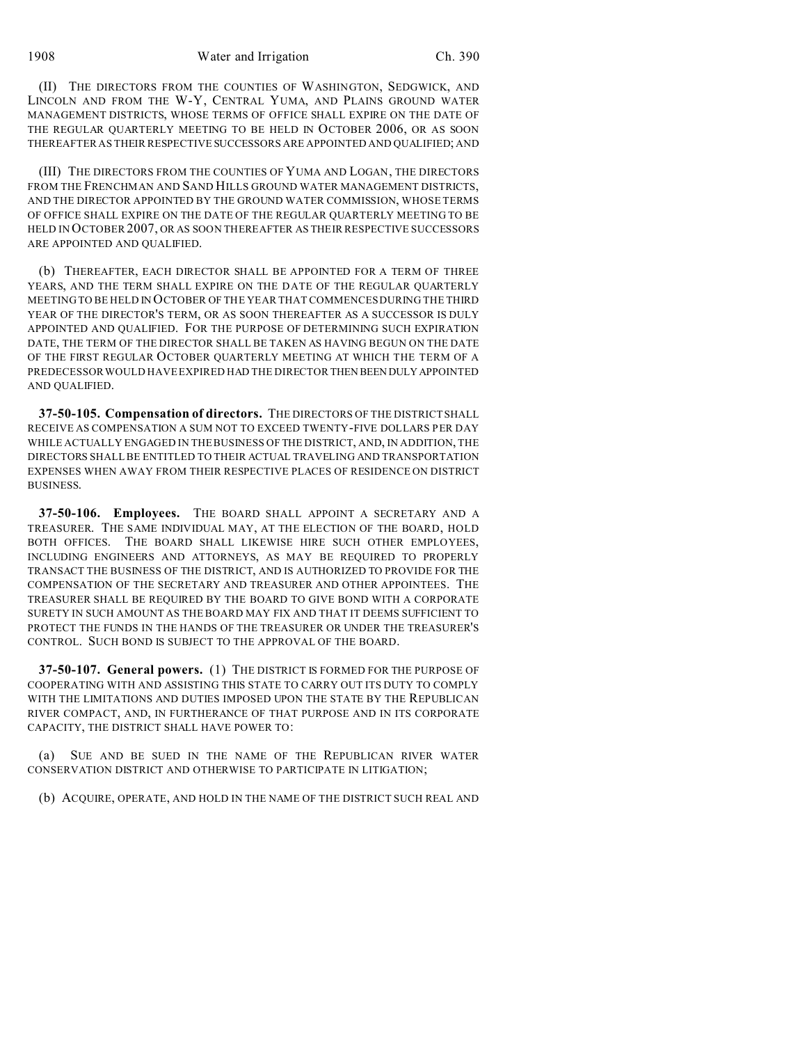(II) THE DIRECTORS FROM THE COUNTIES OF WASHINGTON, SEDGWICK, AND LINCOLN AND FROM THE W-Y, CENTRAL YUMA, AND PLAINS GROUND WATER MANAGEMENT DISTRICTS, WHOSE TERMS OF OFFICE SHALL EXPIRE ON THE DATE OF THE REGULAR QUARTERLY MEETING TO BE HELD IN OCTOBER 2006, OR AS SOON THEREAFTER AS THEIR RESPECTIVE SUCCESSORS ARE APPOINTED AND QUALIFIED; AND

(III) THE DIRECTORS FROM THE COUNTIES OF YUMA AND LOGAN, THE DIRECTORS FROM THE FRENCHMAN AND SAND HILLS GROUND WATER MANAGEMENT DISTRICTS, AND THE DIRECTOR APPOINTED BY THE GROUND WATER COMMISSION, WHOSE TERMS OF OFFICE SHALL EXPIRE ON THE DATE OF THE REGULAR QUARTERLY MEETING TO BE HELD IN OCTOBER 2007, OR AS SOON THEREAFTER AS THEIR RESPECTIVE SUCCESSORS ARE APPOINTED AND QUALIFIED.

(b) THEREAFTER, EACH DIRECTOR SHALL BE APPOINTED FOR A TERM OF THREE YEARS, AND THE TERM SHALL EXPIRE ON THE DATE OF THE REGULAR QUARTERLY MEETING TO BE HELD IN OCTOBER OF THE YEAR THAT COMMENCES DURING THE THIRD YEAR OF THE DIRECTOR'S TERM, OR AS SOON THEREAFTER AS A SUCCESSOR IS DULY APPOINTED AND QUALIFIED. FOR THE PURPOSE OF DETERMINING SUCH EXPIRATION DATE, THE TERM OF THE DIRECTOR SHALL BE TAKEN AS HAVING BEGUN ON THE DATE OF THE FIRST REGULAR OCTOBER QUARTERLY MEETING AT WHICH THE TERM OF A PREDECESSOR WOULD HAVE EXPIRED HAD THE DIRECTOR THEN BEEN DULY APPOINTED AND QUALIFIED.

**37-50-105. Compensation of directors.** THE DIRECTORS OF THE DISTRICT SHALL RECEIVE AS COMPENSATION A SUM NOT TO EXCEED TWENTY-FIVE DOLLARS PER DAY WHILE ACTUALLY ENGAGED IN THE BUSINESS OF THE DISTRICT, AND, IN ADDITION, THE DIRECTORS SHALL BE ENTITLED TO THEIR ACTUAL TRAVELING AND TRANSPORTATION EXPENSES WHEN AWAY FROM THEIR RESPECTIVE PLACES OF RESIDENCE ON DISTRICT BUSINESS.

**37-50-106. Employees.** THE BOARD SHALL APPOINT A SECRETARY AND A TREASURER. THE SAME INDIVIDUAL MAY, AT THE ELECTION OF THE BOARD, HOLD BOTH OFFICES. THE BOARD SHALL LIKEWISE HIRE SUCH OTHER EMPLOYEES, INCLUDING ENGINEERS AND ATTORNEYS, AS MAY BE REQUIRED TO PROPERLY TRANSACT THE BUSINESS OF THE DISTRICT, AND IS AUTHORIZED TO PROVIDE FOR THE COMPENSATION OF THE SECRETARY AND TREASURER AND OTHER APPOINTEES. THE TREASURER SHALL BE REQUIRED BY THE BOARD TO GIVE BOND WITH A CORPORATE SURETY IN SUCH AMOUNT AS THE BOARD MAY FIX AND THAT IT DEEMS SUFFICIENT TO PROTECT THE FUNDS IN THE HANDS OF THE TREASURER OR UNDER THE TREASURER'S CONTROL. SUCH BOND IS SUBJECT TO THE APPROVAL OF THE BOARD.

**37-50-107. General powers.** (1) THE DISTRICT IS FORMED FOR THE PURPOSE OF COOPERATING WITH AND ASSISTING THIS STATE TO CARRY OUT ITS DUTY TO COMPLY WITH THE LIMITATIONS AND DUTIES IMPOSED UPON THE STATE BY THE REPUBLICAN RIVER COMPACT, AND, IN FURTHERANCE OF THAT PURPOSE AND IN ITS CORPORATE CAPACITY, THE DISTRICT SHALL HAVE POWER TO:

(a) SUE AND BE SUED IN THE NAME OF THE REPUBLICAN RIVER WATER CONSERVATION DISTRICT AND OTHERWISE TO PARTICIPATE IN LITIGATION;

(b) ACQUIRE, OPERATE, AND HOLD IN THE NAME OF THE DISTRICT SUCH REAL AND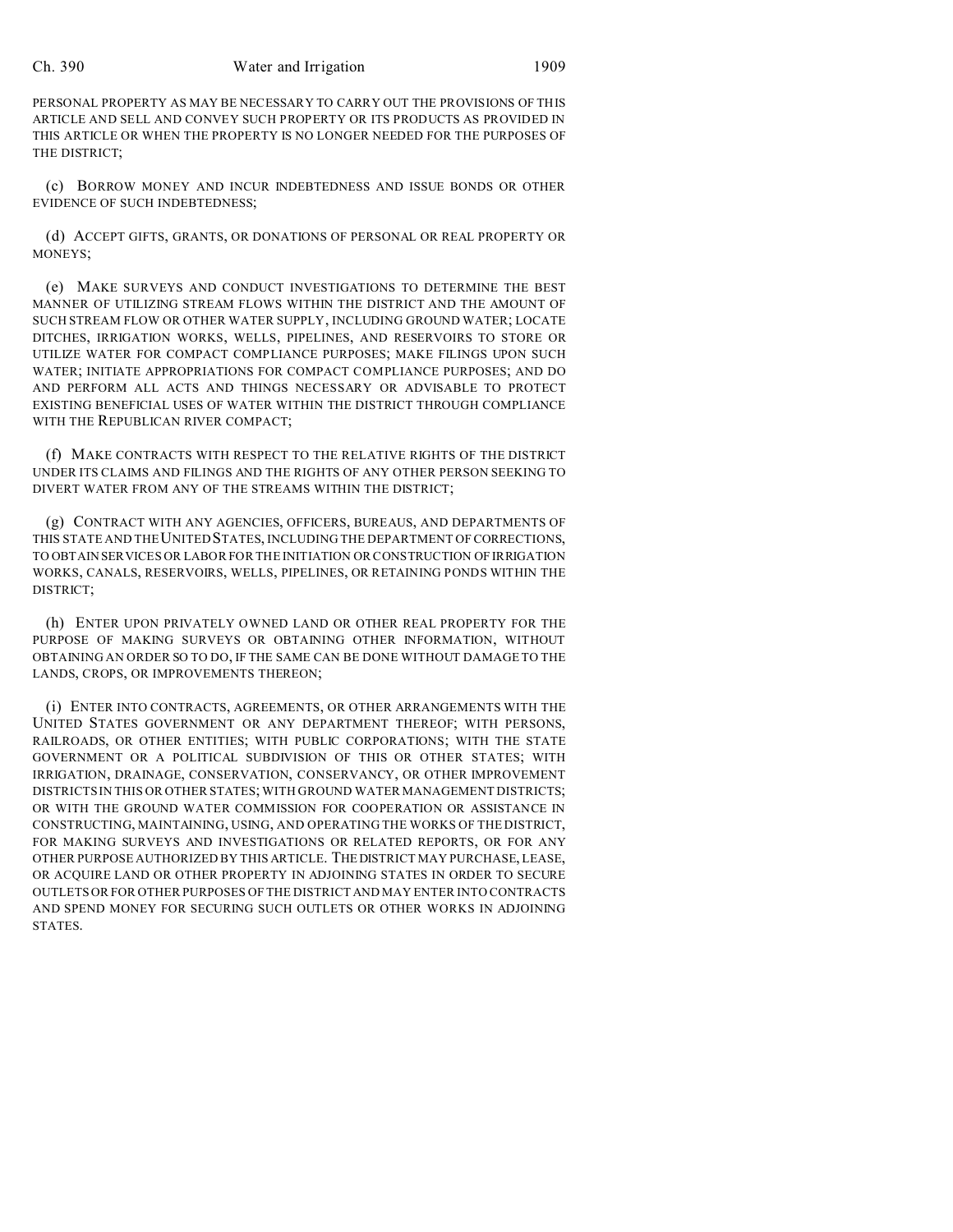PERSONAL PROPERTY AS MAY BE NECESSARY TO CARRY OUT THE PROVISIONS OF THIS ARTICLE AND SELL AND CONVEY SUCH PROPERTY OR ITS PRODUCTS AS PROVIDED IN THIS ARTICLE OR WHEN THE PROPERTY IS NO LONGER NEEDED FOR THE PURPOSES OF THE DISTRICT;

(c) BORROW MONEY AND INCUR INDEBTEDNESS AND ISSUE BONDS OR OTHER EVIDENCE OF SUCH INDEBTEDNESS;

(d) ACCEPT GIFTS, GRANTS, OR DONATIONS OF PERSONAL OR REAL PROPERTY OR MONEYS;

(e) MAKE SURVEYS AND CONDUCT INVESTIGATIONS TO DETERMINE THE BEST MANNER OF UTILIZING STREAM FLOWS WITHIN THE DISTRICT AND THE AMOUNT OF SUCH STREAM FLOW OR OTHER WATER SUPPLY, INCLUDING GROUND WATER; LOCATE DITCHES, IRRIGATION WORKS, WELLS, PIPELINES, AND RESERVOIRS TO STORE OR UTILIZE WATER FOR COMPACT COMPLIANCE PURPOSES; MAKE FILINGS UPON SUCH WATER; INITIATE APPROPRIATIONS FOR COMPACT COMPLIANCE PURPOSES; AND DO AND PERFORM ALL ACTS AND THINGS NECESSARY OR ADVISABLE TO PROTECT EXISTING BENEFICIAL USES OF WATER WITHIN THE DISTRICT THROUGH COMPLIANCE WITH THE REPUBLICAN RIVER COMPACT;

(f) MAKE CONTRACTS WITH RESPECT TO THE RELATIVE RIGHTS OF THE DISTRICT UNDER ITS CLAIMS AND FILINGS AND THE RIGHTS OF ANY OTHER PERSON SEEKING TO DIVERT WATER FROM ANY OF THE STREAMS WITHIN THE DISTRICT;

(g) CONTRACT WITH ANY AGENCIES, OFFICERS, BUREAUS, AND DEPARTMENTS OF THIS STATE AND THE UNITED STATES, INCLUDING THE DEPARTMENT OF CORRECTIONS, TO OBTAIN SERVICES OR LABOR FOR THE INITIATION OR CONSTRUCTION OF IRRIGATION WORKS, CANALS, RESERVOIRS, WELLS, PIPELINES, OR RETAINING PONDS WITHIN THE DISTRICT;

(h) ENTER UPON PRIVATELY OWNED LAND OR OTHER REAL PROPERTY FOR THE PURPOSE OF MAKING SURVEYS OR OBTAINING OTHER INFORMATION, WITHOUT OBTAINING AN ORDER SO TO DO, IF THE SAME CAN BE DONE WITHOUT DAMAGE TO THE LANDS, CROPS, OR IMPROVEMENTS THEREON;

(i) ENTER INTO CONTRACTS, AGREEMENTS, OR OTHER ARRANGEMENTS WITH THE UNITED STATES GOVERNMENT OR ANY DEPARTMENT THEREOF; WITH PERSONS, RAILROADS, OR OTHER ENTITIES; WITH PUBLIC CORPORATIONS; WITH THE STATE GOVERNMENT OR A POLITICAL SUBDIVISION OF THIS OR OTHER STATES; WITH IRRIGATION, DRAINAGE, CONSERVATION, CONSERVANCY, OR OTHER IMPROVEMENT DISTRICTS IN THIS OR OTHER STATES; WITH GROUND WATER MANAGEMENT DISTRICTS; OR WITH THE GROUND WATER COMMISSION FOR COOPERATION OR ASSISTANCE IN CONSTRUCTING, MAINTAINING, USING, AND OPERATING THE WORKS OF THE DISTRICT, FOR MAKING SURVEYS AND INVESTIGATIONS OR RELATED REPORTS, OR FOR ANY OTHER PURPOSE AUTHORIZED BY THIS ARTICLE. THE DISTRICT MAY PURCHASE, LEASE, OR ACQUIRE LAND OR OTHER PROPERTY IN ADJOINING STATES IN ORDER TO SECURE OUTLETS OR FOR OTHER PURPOSES OF THE DISTRICT AND MAY ENTER INTO CONTRACTS AND SPEND MONEY FOR SECURING SUCH OUTLETS OR OTHER WORKS IN ADJOINING STATES.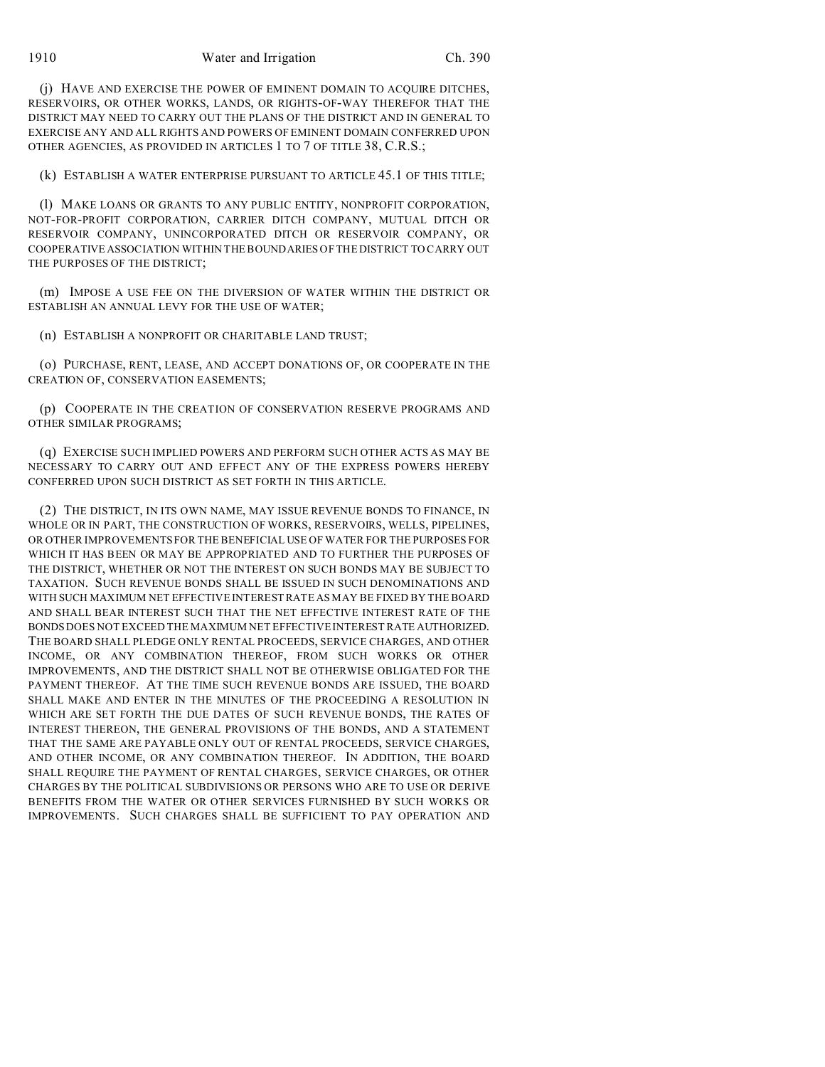(j) HAVE AND EXERCISE THE POWER OF EMINENT DOMAIN TO ACQUIRE DITCHES, RESERVOIRS, OR OTHER WORKS, LANDS, OR RIGHTS-OF-WAY THEREFOR THAT THE DISTRICT MAY NEED TO CARRY OUT THE PLANS OF THE DISTRICT AND IN GENERAL TO EXERCISE ANY AND ALL RIGHTS AND POWERS OF EMINENT DOMAIN CONFERRED UPON OTHER AGENCIES, AS PROVIDED IN ARTICLES 1 TO 7 OF TITLE 38, C.R.S.;

(k) ESTABLISH A WATER ENTERPRISE PURSUANT TO ARTICLE 45.1 OF THIS TITLE;

(l) MAKE LOANS OR GRANTS TO ANY PUBLIC ENTITY, NONPROFIT CORPORATION, NOT-FOR-PROFIT CORPORATION, CARRIER DITCH COMPANY, MUTUAL DITCH OR RESERVOIR COMPANY, UNINCORPORATED DITCH OR RESERVOIR COMPANY, OR COOPERATIVE ASSOCIATION WITHIN THE BOUNDARIES OF THE DISTRICT TO CARRY OUT THE PURPOSES OF THE DISTRICT;

(m) IMPOSE A USE FEE ON THE DIVERSION OF WATER WITHIN THE DISTRICT OR ESTABLISH AN ANNUAL LEVY FOR THE USE OF WATER;

(n) ESTABLISH A NONPROFIT OR CHARITABLE LAND TRUST;

(o) PURCHASE, RENT, LEASE, AND ACCEPT DONATIONS OF, OR COOPERATE IN THE CREATION OF, CONSERVATION EASEMENTS;

(p) COOPERATE IN THE CREATION OF CONSERVATION RESERVE PROGRAMS AND OTHER SIMILAR PROGRAMS;

(q) EXERCISE SUCH IMPLIED POWERS AND PERFORM SUCH OTHER ACTS AS MAY BE NECESSARY TO CARRY OUT AND EFFECT ANY OF THE EXPRESS POWERS HEREBY CONFERRED UPON SUCH DISTRICT AS SET FORTH IN THIS ARTICLE.

(2) THE DISTRICT, IN ITS OWN NAME, MAY ISSUE REVENUE BONDS TO FINANCE, IN WHOLE OR IN PART, THE CONSTRUCTION OF WORKS, RESERVOIRS, WELLS, PIPELINES, OR OTHER IMPROVEMENTS FOR THE BENEFICIAL USE OF WATER FOR THE PURPOSES FOR WHICH IT HAS BEEN OR MAY BE APPROPRIATED AND TO FURTHER THE PURPOSES OF THE DISTRICT, WHETHER OR NOT THE INTEREST ON SUCH BONDS MAY BE SUBJECT TO TAXATION. SUCH REVENUE BONDS SHALL BE ISSUED IN SUCH DENOMINATIONS AND WITH SUCH MAXIMUM NET EFFECTIVE INTEREST RATE AS MAY BE FIXED BY THE BOARD AND SHALL BEAR INTEREST SUCH THAT THE NET EFFECTIVE INTEREST RATE OF THE BONDS DOES NOT EXCEED THE MAXIMUM NET EFFECTIVE INTEREST RATE AUTHORIZED. THE BOARD SHALL PLEDGE ONLY RENTAL PROCEEDS, SERVICE CHARGES, AND OTHER INCOME, OR ANY COMBINATION THEREOF, FROM SUCH WORKS OR OTHER IMPROVEMENTS, AND THE DISTRICT SHALL NOT BE OTHERWISE OBLIGATED FOR THE PAYMENT THEREOF. AT THE TIME SUCH REVENUE BONDS ARE ISSUED, THE BOARD SHALL MAKE AND ENTER IN THE MINUTES OF THE PROCEEDING A RESOLUTION IN WHICH ARE SET FORTH THE DUE DATES OF SUCH REVENUE BONDS, THE RATES OF INTEREST THEREON, THE GENERAL PROVISIONS OF THE BONDS, AND A STATEMENT THAT THE SAME ARE PAYABLE ONLY OUT OF RENTAL PROCEEDS, SERVICE CHARGES, AND OTHER INCOME, OR ANY COMBINATION THEREOF. IN ADDITION, THE BOARD SHALL REQUIRE THE PAYMENT OF RENTAL CHARGES, SERVICE CHARGES, OR OTHER CHARGES BY THE POLITICAL SUBDIVISIONS OR PERSONS WHO ARE TO USE OR DERIVE BENEFITS FROM THE WATER OR OTHER SERVICES FURNISHED BY SUCH WORKS OR IMPROVEMENTS. SUCH CHARGES SHALL BE SUFFICIENT TO PAY OPERATION AND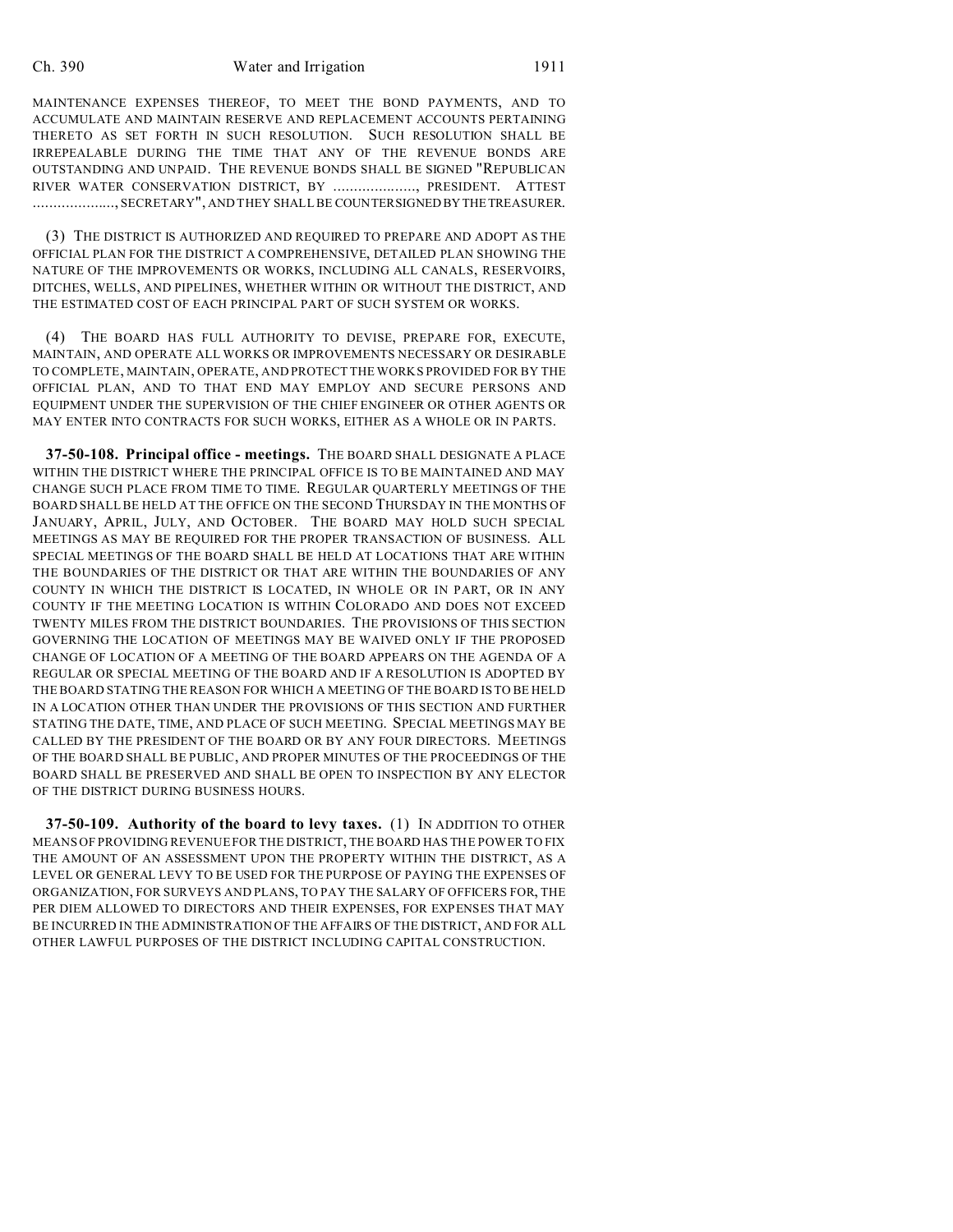MAINTENANCE EXPENSES THEREOF, TO MEET THE BOND PAYMENTS, AND TO ACCUMULATE AND MAINTAIN RESERVE AND REPLACEMENT ACCOUNTS PERTAINING THERETO AS SET FORTH IN SUCH RESOLUTION. SUCH RESOLUTION SHALL BE IRREPEALABLE DURING THE TIME THAT ANY OF THE REVENUE BONDS ARE OUTSTANDING AND UNPAID. THE REVENUE BONDS SHALL BE SIGNED "REPUBLICAN RIVER WATER CONSERVATION DISTRICT, BY ...................., PRESIDENT. ATTEST ...................., SECRETARY", AND THEY SHALL BE COUNTERSIGNED BY THE TREASURER.

(3) THE DISTRICT IS AUTHORIZED AND REQUIRED TO PREPARE AND ADOPT AS THE OFFICIAL PLAN FOR THE DISTRICT A COMPREHENSIVE, DETAILED PLAN SHOWING THE NATURE OF THE IMPROVEMENTS OR WORKS, INCLUDING ALL CANALS, RESERVOIRS, DITCHES, WELLS, AND PIPELINES, WHETHER WITHIN OR WITHOUT THE DISTRICT, AND THE ESTIMATED COST OF EACH PRINCIPAL PART OF SUCH SYSTEM OR WORKS.

(4) THE BOARD HAS FULL AUTHORITY TO DEVISE, PREPARE FOR, EXECUTE, MAINTAIN, AND OPERATE ALL WORKS OR IMPROVEMENTS NECESSARY OR DESIRABLE TO COMPLETE, MAINTAIN, OPERATE, AND PROTECT THE WORKS PROVIDED FOR BY THE OFFICIAL PLAN, AND TO THAT END MAY EMPLOY AND SECURE PERSONS AND EQUIPMENT UNDER THE SUPERVISION OF THE CHIEF ENGINEER OR OTHER AGENTS OR MAY ENTER INTO CONTRACTS FOR SUCH WORKS, EITHER AS A WHOLE OR IN PARTS.

**37-50-108. Principal office - meetings.** THE BOARD SHALL DESIGNATE A PLACE WITHIN THE DISTRICT WHERE THE PRINCIPAL OFFICE IS TO BE MAINTAINED AND MAY CHANGE SUCH PLACE FROM TIME TO TIME. REGULAR QUARTERLY MEETINGS OF THE BOARD SHALL BE HELD AT THE OFFICE ON THE SECOND THURSDAY IN THE MONTHS OF JANUARY, APRIL, JULY, AND OCTOBER. THE BOARD MAY HOLD SUCH SPECIAL MEETINGS AS MAY BE REQUIRED FOR THE PROPER TRANSACTION OF BUSINESS. ALL SPECIAL MEETINGS OF THE BOARD SHALL BE HELD AT LOCATIONS THAT ARE WITHIN THE BOUNDARIES OF THE DISTRICT OR THAT ARE WITHIN THE BOUNDARIES OF ANY COUNTY IN WHICH THE DISTRICT IS LOCATED, IN WHOLE OR IN PART, OR IN ANY COUNTY IF THE MEETING LOCATION IS WITHIN COLORADO AND DOES NOT EXCEED TWENTY MILES FROM THE DISTRICT BOUNDARIES. THE PROVISIONS OF THIS SECTION GOVERNING THE LOCATION OF MEETINGS MAY BE WAIVED ONLY IF THE PROPOSED CHANGE OF LOCATION OF A MEETING OF THE BOARD APPEARS ON THE AGENDA OF A REGULAR OR SPECIAL MEETING OF THE BOARD AND IF A RESOLUTION IS ADOPTED BY THE BOARD STATING THE REASON FOR WHICH A MEETING OF THE BOARD IS TO BE HELD IN A LOCATION OTHER THAN UNDER THE PROVISIONS OF THIS SECTION AND FURTHER STATING THE DATE, TIME, AND PLACE OF SUCH MEETING. SPECIAL MEETINGS MAY BE CALLED BY THE PRESIDENT OF THE BOARD OR BY ANY FOUR DIRECTORS. MEETINGS OF THE BOARD SHALL BE PUBLIC, AND PROPER MINUTES OF THE PROCEEDINGS OF THE BOARD SHALL BE PRESERVED AND SHALL BE OPEN TO INSPECTION BY ANY ELECTOR OF THE DISTRICT DURING BUSINESS HOURS.

**37-50-109. Authority of the board to levy taxes.** (1) IN ADDITION TO OTHER MEANS OF PROVIDING REVENUE FOR THE DISTRICT, THE BOARD HAS THE POWER TO FIX THE AMOUNT OF AN ASSESSMENT UPON THE PROPERTY WITHIN THE DISTRICT, AS A LEVEL OR GENERAL LEVY TO BE USED FOR THE PURPOSE OF PAYING THE EXPENSES OF ORGANIZATION, FOR SURVEYS AND PLANS, TO PAY THE SALARY OF OFFICERS FOR, THE PER DIEM ALLOWED TO DIRECTORS AND THEIR EXPENSES, FOR EXPENSES THAT MAY BE INCURRED IN THE ADMINISTRATION OF THE AFFAIRS OF THE DISTRICT, AND FOR ALL OTHER LAWFUL PURPOSES OF THE DISTRICT INCLUDING CAPITAL CONSTRUCTION.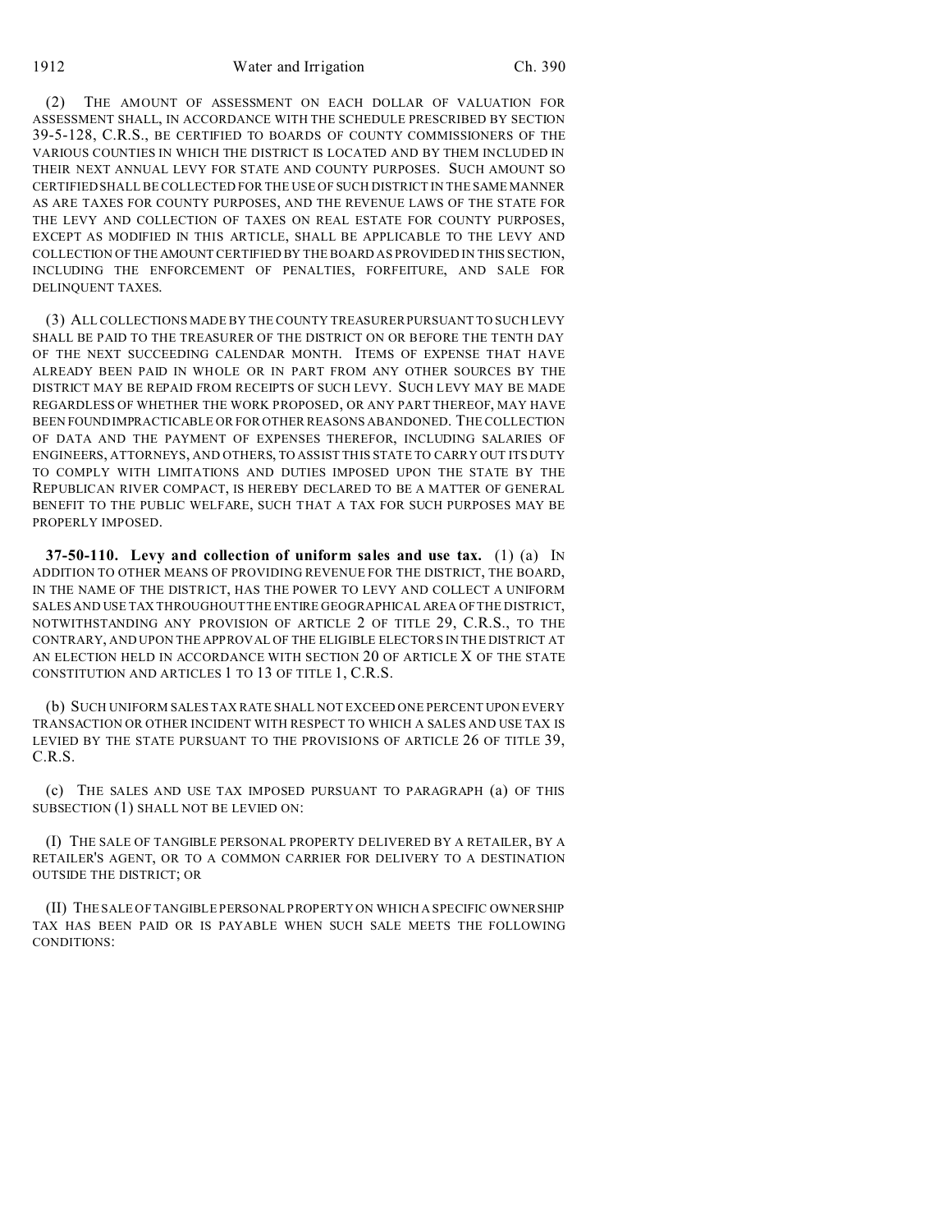(2) THE AMOUNT OF ASSESSMENT ON EACH DOLLAR OF VALUATION FOR ASSESSMENT SHALL, IN ACCORDANCE WITH THE SCHEDULE PRESCRIBED BY SECTION 39-5-128, C.R.S., BE CERTIFIED TO BOARDS OF COUNTY COMMISSIONERS OF THE VARIOUS COUNTIES IN WHICH THE DISTRICT IS LOCATED AND BY THEM INCLUDED IN THEIR NEXT ANNUAL LEVY FOR STATE AND COUNTY PURPOSES. SUCH AMOUNT SO CERTIFIED SHALL BE COLLECTED FOR THE USE OF SUCH DISTRICT IN THE SAME MANNER AS ARE TAXES FOR COUNTY PURPOSES, AND THE REVENUE LAWS OF THE STATE FOR THE LEVY AND COLLECTION OF TAXES ON REAL ESTATE FOR COUNTY PURPOSES, EXCEPT AS MODIFIED IN THIS ARTICLE, SHALL BE APPLICABLE TO THE LEVY AND COLLECTION OF THE AMOUNT CERTIFIED BY THE BOARD AS PROVIDED IN THIS SECTION, INCLUDING THE ENFORCEMENT OF PENALTIES, FORFEITURE, AND SALE FOR DELINQUENT TAXES.

(3) ALL COLLECTIONS MADE BY THE COUNTY TREASURER PURSUANT TO SUCH LEVY SHALL BE PAID TO THE TREASURER OF THE DISTRICT ON OR BEFORE THE TENTH DAY OF THE NEXT SUCCEEDING CALENDAR MONTH. ITEMS OF EXPENSE THAT HAVE ALREADY BEEN PAID IN WHOLE OR IN PART FROM ANY OTHER SOURCES BY THE DISTRICT MAY BE REPAID FROM RECEIPTS OF SUCH LEVY. SUCH LEVY MAY BE MADE REGARDLESS OF WHETHER THE WORK PROPOSED, OR ANY PART THEREOF, MAY HAVE BEEN FOUND IMPRACTICABLE OR FOR OTHER REASONS ABANDONED. THE COLLECTION OF DATA AND THE PAYMENT OF EXPENSES THEREFOR, INCLUDING SALARIES OF ENGINEERS, ATTORNEYS, AND OTHERS, TO ASSIST THIS STATE TO CARRY OUT ITS DUTY TO COMPLY WITH LIMITATIONS AND DUTIES IMPOSED UPON THE STATE BY THE REPUBLICAN RIVER COMPACT, IS HEREBY DECLARED TO BE A MATTER OF GENERAL BENEFIT TO THE PUBLIC WELFARE, SUCH THAT A TAX FOR SUCH PURPOSES MAY BE PROPERLY IMPOSED.

**37-50-110. Levy and collection of uniform sales and use tax.** (1) (a) IN ADDITION TO OTHER MEANS OF PROVIDING REVENUE FOR THE DISTRICT, THE BOARD, IN THE NAME OF THE DISTRICT, HAS THE POWER TO LEVY AND COLLECT A UNIFORM SALES AND USE TAX THROUGHOUT THE ENTIRE GEOGRAPHICAL AREA OF THE DISTRICT, NOTWITHSTANDING ANY PROVISION OF ARTICLE 2 OF TITLE 29, C.R.S., TO THE CONTRARY, AND UPON THE APPROVAL OF THE ELIGIBLE ELECTORS IN THE DISTRICT AT AN ELECTION HELD IN ACCORDANCE WITH SECTION 20 OF ARTICLE X OF THE STATE CONSTITUTION AND ARTICLES 1 TO 13 OF TITLE 1, C.R.S.

(b) SUCH UNIFORM SALES TAX RATE SHALL NOT EXCEED ONE PERCENT UPON EVERY TRANSACTION OR OTHER INCIDENT WITH RESPECT TO WHICH A SALES AND USE TAX IS LEVIED BY THE STATE PURSUANT TO THE PROVISIONS OF ARTICLE 26 OF TITLE 39, C.R.S.

(c) THE SALES AND USE TAX IMPOSED PURSUANT TO PARAGRAPH (a) OF THIS SUBSECTION (1) SHALL NOT BE LEVIED ON:

(I) THE SALE OF TANGIBLE PERSONAL PROPERTY DELIVERED BY A RETAILER, BY A RETAILER'S AGENT, OR TO A COMMON CARRIER FOR DELIVERY TO A DESTINATION OUTSIDE THE DISTRICT; OR

(II) THE SALE OF TANGIBLE PERSONAL PROPERTY ON WHICH A SPECIFIC OWNERSHIP TAX HAS BEEN PAID OR IS PAYABLE WHEN SUCH SALE MEETS THE FOLLOWING CONDITIONS: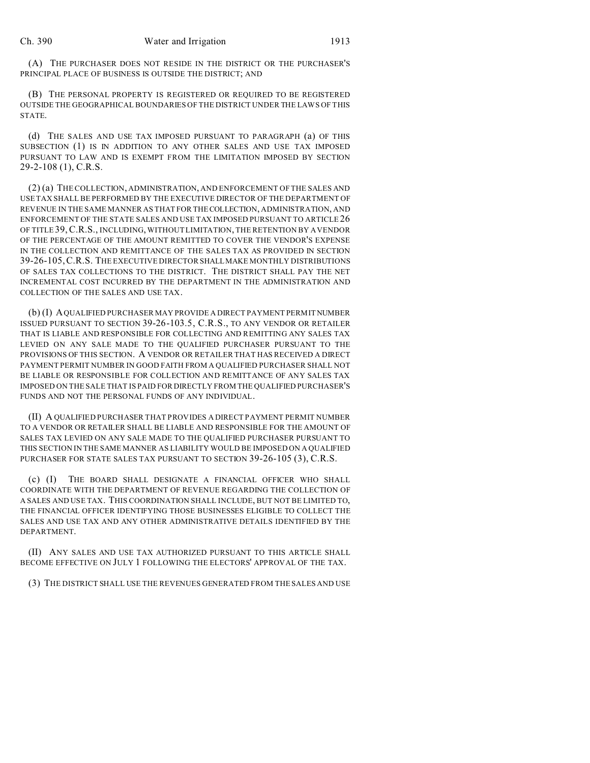(A) THE PURCHASER DOES NOT RESIDE IN THE DISTRICT OR THE PURCHASER'S PRINCIPAL PLACE OF BUSINESS IS OUTSIDE THE DISTRICT; AND

(B) THE PERSONAL PROPERTY IS REGISTERED OR REQUIRED TO BE REGISTERED OUTSIDE THE GEOGRAPHICAL BOUNDARIES OF THE DISTRICT UNDER THE LAWS OF THIS STATE.

(d) THE SALES AND USE TAX IMPOSED PURSUANT TO PARAGRAPH (a) OF THIS SUBSECTION (1) IS IN ADDITION TO ANY OTHER SALES AND USE TAX IMPOSED PURSUANT TO LAW AND IS EXEMPT FROM THE LIMITATION IMPOSED BY SECTION 29-2-108 (1), C.R.S.

(2) (a) THE COLLECTION, ADMINISTRATION, AND ENFORCEMENT OF THE SALES AND USE TAX SHALL BE PERFORMED BY THE EXECUTIVE DIRECTOR OF THE DEPARTMENT OF REVENUE IN THE SAME MANNER AS THAT FOR THE COLLECTION, ADMINISTRATION, AND ENFORCEMENT OF THE STATE SALES AND USE TAX IMPOSED PURSUANT TO ARTICLE 26 OF TITLE 39, C.R.S., INCLUDING, WITHOUT LIMITATION, THE RETENTION BY A VENDOR OF THE PERCENTAGE OF THE AMOUNT REMITTED TO COVER THE VENDOR'S EXPENSE IN THE COLLECTION AND REMITTANCE OF THE SALES TAX AS PROVIDED IN SECTION 39-26-105, C.R.S. THE EXECUTIVE DIRECTOR SHALL MAKE MONTHLY DISTRIBUTIONS OF SALES TAX COLLECTIONS TO THE DISTRICT. THE DISTRICT SHALL PAY THE NET INCREMENTAL COST INCURRED BY THE DEPARTMENT IN THE ADMINISTRATION AND COLLECTION OF THE SALES AND USE TAX.

(b) (I) A QUALIFIED PURCHASER MAY PROVIDE A DIRECT PAYMENT PERMIT NUMBER ISSUED PURSUANT TO SECTION 39-26-103.5, C.R.S., TO ANY VENDOR OR RETAILER THAT IS LIABLE AND RESPONSIBLE FOR COLLECTING AND REMITTING ANY SALES TAX LEVIED ON ANY SALE MADE TO THE QUALIFIED PURCHASER PURSUANT TO THE PROVISIONS OF THIS SECTION. A VENDOR OR RETAILER THAT HAS RECEIVED A DIRECT PAYMENT PERMIT NUMBER IN GOOD FAITH FROM A QUALIFIED PURCHASER SHALL NOT BE LIABLE OR RESPONSIBLE FOR COLLECTION AND REMITTANCE OF ANY SALES TAX IMPOSED ON THE SALE THAT IS PAID FOR DIRECTLY FROM THE QUALIFIED PURCHASER'S FUNDS AND NOT THE PERSONAL FUNDS OF ANY INDIVIDUAL.

(II) A QUALIFIED PURCHASER THAT PROVIDES A DIRECT PAYMENT PERMIT NUMBER TO A VENDOR OR RETAILER SHALL BE LIABLE AND RESPONSIBLE FOR THE AMOUNT OF SALES TAX LEVIED ON ANY SALE MADE TO THE QUALIFIED PURCHASER PURSUANT TO THIS SECTION IN THE SAME MANNER AS LIABILITY WOULD BE IMPOSED ON A QUALIFIED PURCHASER FOR STATE SALES TAX PURSUANT TO SECTION 39-26-105 (3), C.R.S.

(c) (I) THE BOARD SHALL DESIGNATE A FINANCIAL OFFICER WHO SHALL COORDINATE WITH THE DEPARTMENT OF REVENUE REGARDING THE COLLECTION OF A SALES AND USE TAX. THIS COORDINATION SHALL INCLUDE, BUT NOT BE LIMITED TO, THE FINANCIAL OFFICER IDENTIFYING THOSE BUSINESSES ELIGIBLE TO COLLECT THE SALES AND USE TAX AND ANY OTHER ADMINISTRATIVE DETAILS IDENTIFIED BY THE DEPARTMENT.

(II) ANY SALES AND USE TAX AUTHORIZED PURSUANT TO THIS ARTICLE SHALL BECOME EFFECTIVE ON JULY 1 FOLLOWING THE ELECTORS' APPROVAL OF THE TAX.

(3) THE DISTRICT SHALL USE THE REVENUES GENERATED FROM THE SALES AND USE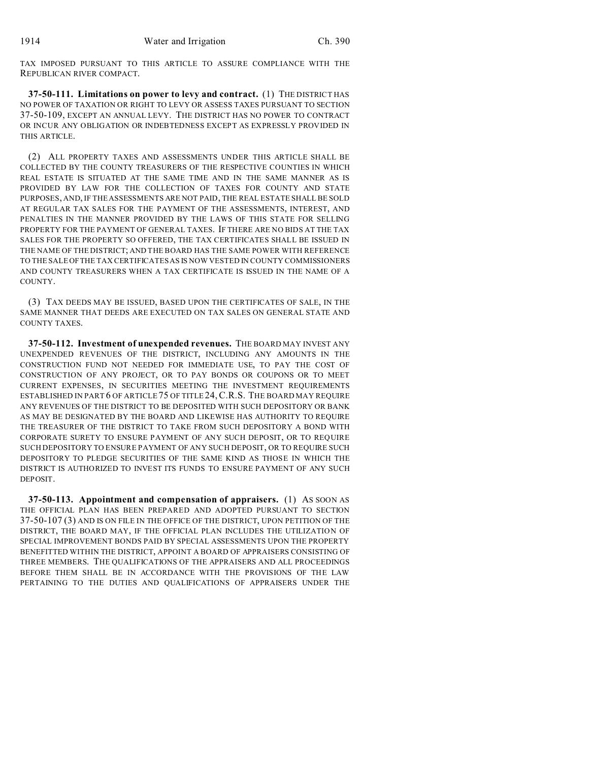TAX IMPOSED PURSUANT TO THIS ARTICLE TO ASSURE COMPLIANCE WITH THE REPUBLICAN RIVER COMPACT.

**37-50-111. Limitations on power to levy and contract.** (1) THE DISTRICT HAS NO POWER OF TAXATION OR RIGHT TO LEVY OR ASSESS TAXES PURSUANT TO SECTION 37-50-109, EXCEPT AN ANNUAL LEVY. THE DISTRICT HAS NO POWER TO CONTRACT OR INCUR ANY OBLIGATION OR INDEBTEDNESS EXCEPT AS EXPRESSLY PROVIDED IN THIS ARTICLE.

(2) ALL PROPERTY TAXES AND ASSESSMENTS UNDER THIS ARTICLE SHALL BE COLLECTED BY THE COUNTY TREASURERS OF THE RESPECTIVE COUNTIES IN WHICH REAL ESTATE IS SITUATED AT THE SAME TIME AND IN THE SAME MANNER AS IS PROVIDED BY LAW FOR THE COLLECTION OF TAXES FOR COUNTY AND STATE PURPOSES, AND, IF THE ASSESSMENTS ARE NOT PAID, THE REAL ESTATE SHALL BE SOLD AT REGULAR TAX SALES FOR THE PAYMENT OF THE ASSESSMENTS, INTEREST, AND PENALTIES IN THE MANNER PROVIDED BY THE LAWS OF THIS STATE FOR SELLING PROPERTY FOR THE PAYMENT OF GENERAL TAXES. IF THERE ARE NO BIDS AT THE TAX SALES FOR THE PROPERTY SO OFFERED, THE TAX CERTIFICATES SHALL BE ISSUED IN THE NAME OF THE DISTRICT; AND THE BOARD HAS THE SAME POWER WITH REFERENCE TO THE SALE OF THE TAX CERTIFICATES AS IS NOW VESTED IN COUNTY COMMISSIONERS AND COUNTY TREASURERS WHEN A TAX CERTIFICATE IS ISSUED IN THE NAME OF A COUNTY.

(3) TAX DEEDS MAY BE ISSUED, BASED UPON THE CERTIFICATES OF SALE, IN THE SAME MANNER THAT DEEDS ARE EXECUTED ON TAX SALES ON GENERAL STATE AND COUNTY TAXES.

**37-50-112. Investment of unexpended revenues.** THE BOARD MAY INVEST ANY UNEXPENDED REVENUES OF THE DISTRICT, INCLUDING ANY AMOUNTS IN THE CONSTRUCTION FUND NOT NEEDED FOR IMMEDIATE USE, TO PAY THE COST OF CONSTRUCTION OF ANY PROJECT, OR TO PAY BONDS OR COUPONS OR TO MEET CURRENT EXPENSES, IN SECURITIES MEETING THE INVESTMENT REQUIREMENTS ESTABLISHED IN PART 6 OF ARTICLE 75 OF TITLE 24, C.R.S. THE BOARD MAY REQUIRE ANY REVENUES OF THE DISTRICT TO BE DEPOSITED WITH SUCH DEPOSITORY OR BANK AS MAY BE DESIGNATED BY THE BOARD AND LIKEWISE HAS AUTHORITY TO REQUIRE THE TREASURER OF THE DISTRICT TO TAKE FROM SUCH DEPOSITORY A BOND WITH CORPORATE SURETY TO ENSURE PAYMENT OF ANY SUCH DEPOSIT, OR TO REQUIRE SUCH DEPOSITORY TO ENSURE PAYMENT OF ANY SUCH DEPOSIT, OR TO REQUIRE SUCH DEPOSITORY TO PLEDGE SECURITIES OF THE SAME KIND AS THOSE IN WHICH THE DISTRICT IS AUTHORIZED TO INVEST ITS FUNDS TO ENSURE PAYMENT OF ANY SUCH DEPOSIT.

**37-50-113. Appointment and compensation of appraisers.** (1) AS SOON AS THE OFFICIAL PLAN HAS BEEN PREPARED AND ADOPTED PURSUANT TO SECTION 37-50-107 (3) AND IS ON FILE IN THE OFFICE OF THE DISTRICT, UPON PETITION OF THE DISTRICT, THE BOARD MAY, IF THE OFFICIAL PLAN INCLUDES THE UTILIZATION OF SPECIAL IMPROVEMENT BONDS PAID BY SPECIAL ASSESSMENTS UPON THE PROPERTY BENEFITTED WITHIN THE DISTRICT, APPOINT A BOARD OF APPRAISERS CONSISTING OF THREE MEMBERS. THE QUALIFICATIONS OF THE APPRAISERS AND ALL PROCEEDINGS BEFORE THEM SHALL BE IN ACCORDANCE WITH THE PROVISIONS OF THE LAW PERTAINING TO THE DUTIES AND QUALIFICATIONS OF APPRAISERS UNDER THE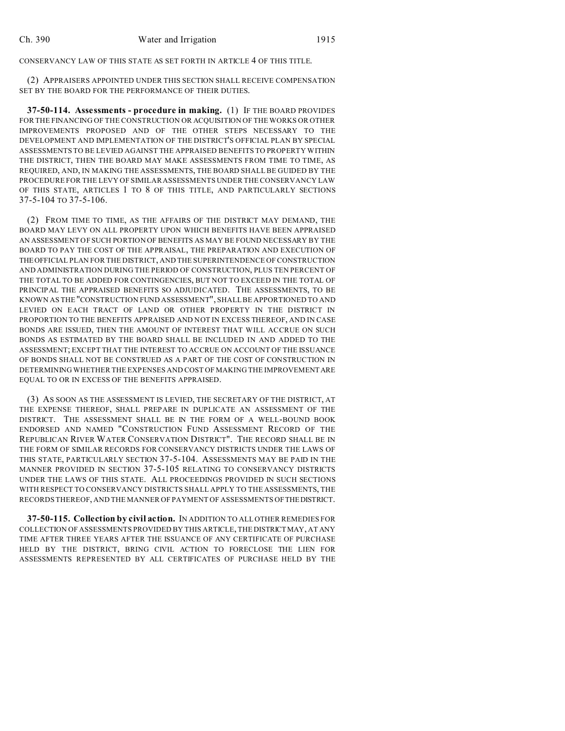CONSERVANCY LAW OF THIS STATE AS SET FORTH IN ARTICLE 4 OF THIS TITLE.

(2) APPRAISERS APPOINTED UNDER THIS SECTION SHALL RECEIVE COMPENSATION SET BY THE BOARD FOR THE PERFORMANCE OF THEIR DUTIES.

**37-50-114. Assessments - procedure in making.** (1) IF THE BOARD PROVIDES FOR THE FINANCING OF THE CONSTRUCTION OR ACQUISITION OF THE WORKS OR OTHER IMPROVEMENTS PROPOSED AND OF THE OTHER STEPS NECESSARY TO THE DEVELOPMENT AND IMPLEMENTATION OF THE DISTRICT'S OFFICIAL PLAN BY SPECIAL ASSESSMENTS TO BE LEVIED AGAINST THE APPRAISED BENEFITS TO PROPERTY WITHIN THE DISTRICT, THEN THE BOARD MAY MAKE ASSESSMENTS FROM TIME TO TIME, AS REQUIRED, AND, IN MAKING THE ASSESSMENTS, THE BOARD SHALL BE GUIDED BY THE PROCEDURE FOR THE LEVY OF SIMILAR ASSESSMENTS UNDER THE CONSERVANCY LAW OF THIS STATE, ARTICLES 1 TO 8 OF THIS TITLE, AND PARTICULARLY SECTIONS 37-5-104 TO 37-5-106.

(2) FROM TIME TO TIME, AS THE AFFAIRS OF THE DISTRICT MAY DEMAND, THE BOARD MAY LEVY ON ALL PROPERTY UPON WHICH BENEFITS HAVE BEEN APPRAISED AN ASSESSMENT OF SUCH PORTION OF BENEFITS AS MAY BE FOUND NECESSARY BY THE BOARD TO PAY THE COST OF THE APPRAISAL, THE PREPARATION AND EXECUTION OF THE OFFICIAL PLAN FOR THE DISTRICT, AND THE SUPERINTENDENCE OF CONSTRUCTION AND ADMINISTRATION DURING THE PERIOD OF CONSTRUCTION, PLUS TEN PERCENT OF THE TOTAL TO BE ADDED FOR CONTINGENCIES, BUT NOT TO EXCEED IN THE TOTAL OF PRINCIPAL THE APPRAISED BENEFITS SO ADJUDICATED. THE ASSESSMENTS, TO BE KNOWN AS THE "CONSTRUCTION FUND ASSESSMENT", SHALL BE APPORTIONED TO AND LEVIED ON EACH TRACT OF LAND OR OTHER PROPERTY IN THE DISTRICT IN PROPORTION TO THE BENEFITS APPRAISED AND NOT IN EXCESS THEREOF, AND IN CASE BONDS ARE ISSUED, THEN THE AMOUNT OF INTEREST THAT WILL ACCRUE ON SUCH BONDS AS ESTIMATED BY THE BOARD SHALL BE INCLUDED IN AND ADDED TO THE ASSESSMENT; EXCEPT THAT THE INTEREST TO ACCRUE ON ACCOUNT OF THE ISSUANCE OF BONDS SHALL NOT BE CONSTRUED AS A PART OF THE COST OF CONSTRUCTION IN DETERMINING WHETHER THE EXPENSES AND COST OF MAKING THE IMPROVEMENT ARE EQUAL TO OR IN EXCESS OF THE BENEFITS APPRAISED.

(3) AS SOON AS THE ASSESSMENT IS LEVIED, THE SECRETARY OF THE DISTRICT, AT THE EXPENSE THEREOF, SHALL PREPARE IN DUPLICATE AN ASSESSMENT OF THE DISTRICT. THE ASSESSMENT SHALL BE IN THE FORM OF A WELL-BOUND BOOK ENDORSED AND NAMED "CONSTRUCTION FUND ASSESSMENT RECORD OF THE REPUBLICAN RIVER WATER CONSERVATION DISTRICT". THE RECORD SHALL BE IN THE FORM OF SIMILAR RECORDS FOR CONSERVANCY DISTRICTS UNDER THE LAWS OF THIS STATE, PARTICULARLY SECTION 37-5-104. ASSESSMENTS MAY BE PAID IN THE MANNER PROVIDED IN SECTION 37-5-105 RELATING TO CONSERVANCY DISTRICTS UNDER THE LAWS OF THIS STATE. ALL PROCEEDINGS PROVIDED IN SUCH SECTIONS WITH RESPECT TO CONSERVANCY DISTRICTS SHALL APPLY TO THE ASSESSMENTS, THE RECORDS THEREOF, AND THE MANNER OF PAYMENT OF ASSESSMENTS OF THE DISTRICT.

**37-50-115. Collection by civil action.** IN ADDITION TO ALL OTHER REMEDIES FOR COLLECTION OF ASSESSMENTS PROVIDED BY THIS ARTICLE, THE DISTRICT MAY, AT ANY TIME AFTER THREE YEARS AFTER THE ISSUANCE OF ANY CERTIFICATE OF PURCHASE HELD BY THE DISTRICT, BRING CIVIL ACTION TO FORECLOSE THE LIEN FOR ASSESSMENTS REPRESENTED BY ALL CERTIFICATES OF PURCHASE HELD BY THE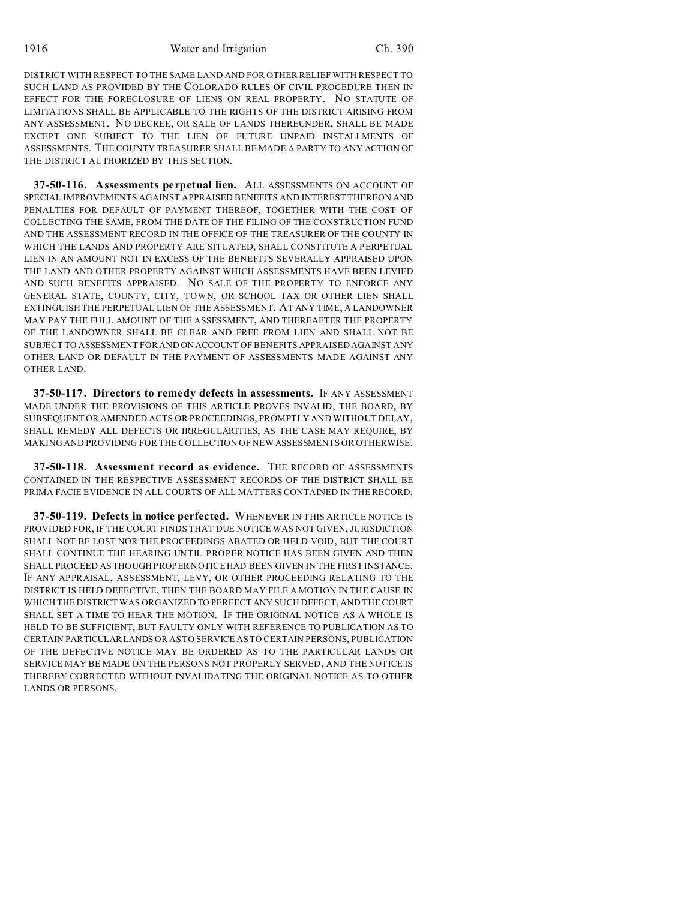DISTRICT WITH RESPECT TO THE SAME LAND AND FOR OTHER RELIEF WITH RESPECT TO SUCH LAND AS PROVIDED BY THE COLORADO RULES OF CIVIL PROCEDURE THEN IN EFFECT FOR THE FORECLOSURE OF LIENS ON REAL PROPERTY. NO STATUTE OF LIMITATIONS SHALL BE APPLICABLE TO THE RIGHTS OF THE DISTRICT ARISING FROM ANY ASSESSMENT. NO DECREE, OR SALE OF LANDS THEREUNDER, SHALL BE MADE EXCEPT ONE SUBJECT TO THE LIEN OF FUTURE UNPAID INSTALLMENTS OF ASSESSMENTS. THE COUNTY TREASURER SHALL BE MADE A PARTY TO ANY ACTION OF THE DISTRICT AUTHORIZED BY THIS SECTION.

**37-50-116. Assessments perpetual lien.** ALL ASSESSMENTS ON ACCOUNT OF SPECIAL IMPROVEMENTS AGAINST APPRAISED BENEFITS AND INTEREST THEREON AND PENALTIES FOR DEFAULT OF PAYMENT THEREOF, TOGETHER WITH THE COST OF COLLECTING THE SAME, FROM THE DATE OF THE FILING OF THE CONSTRUCTION FUND AND THE ASSESSMENT RECORD IN THE OFFICE OF THE TREASURER OF THE COUNTY IN WHICH THE LANDS AND PROPERTY ARE SITUATED, SHALL CONSTITUTE A PERPETUAL LIEN IN AN AMOUNT NOT IN EXCESS OF THE BENEFITS SEVERALLY APPRAISED UPON THE LAND AND OTHER PROPERTY AGAINST WHICH ASSESSMENTS HAVE BEEN LEVIED AND SUCH BENEFITS APPRAISED. NO SALE OF THE PROPERTY TO ENFORCE ANY GENERAL STATE, COUNTY, CITY, TOWN, OR SCHOOL TAX OR OTHER LIEN SHALL EXTINGUISH THE PERPETUAL LIEN OF THE ASSESSMENT. AT ANY TIME, A LANDOWNER MAY PAY THE FULL AMOUNT OF THE ASSESSMENT, AND THEREAFTER THE PROPERTY OF THE LANDOWNER SHALL BE CLEAR AND FREE FROM LIEN AND SHALL NOT BE SUBJECT TO ASSESSMENT FOR AND ON ACCOUNT OF BENEFITS APPRAISED AGAINST ANY OTHER LAND OR DEFAULT IN THE PAYMENT OF ASSESSMENTS MADE AGAINST ANY OTHER LAND.

**37-50-117. Directors to remedy defects in assessments.** IF ANY ASSESSMENT MADE UNDER THE PROVISIONS OF THIS ARTICLE PROVES INVALID, THE BOARD, BY SUBSEQUENT OR AMENDED ACTS OR PROCEEDINGS, PROMPTLY AND WITHOUT DELAY, SHALL REMEDY ALL DEFECTS OR IRREGULARITIES, AS THE CASE MAY REQUIRE, BY MAKING AND PROVIDING FOR THE COLLECTION OF NEW ASSESSMENTS OR OTHERWISE.

**37-50-118. Assessment record as evidence.** THE RECORD OF ASSESSMENTS CONTAINED IN THE RESPECTIVE ASSESSMENT RECORDS OF THE DISTRICT SHALL BE PRIMA FACIE EVIDENCE IN ALL COURTS OF ALL MATTERS CONTAINED IN THE RECORD.

**37-50-119. Defects in notice perfected.** WHENEVER IN THIS ARTICLE NOTICE IS PROVIDED FOR, IF THE COURT FINDS THAT DUE NOTICE WAS NOT GIVEN, JURISDICTION SHALL NOT BE LOST NOR THE PROCEEDINGS ABATED OR HELD VOID, BUT THE COURT SHALL CONTINUE THE HEARING UNTIL PROPER NOTICE HAS BEEN GIVEN AND THEN SHALL PROCEED AS THOUGH PROPER NOTICE HAD BEEN GIVEN IN THE FIRST INSTANCE. IF ANY APPRAISAL, ASSESSMENT, LEVY, OR OTHER PROCEEDING RELATING TO THE DISTRICT IS HELD DEFECTIVE, THEN THE BOARD MAY FILE A MOTION IN THE CAUSE IN WHICH THE DISTRICT WAS ORGANIZED TO PERFECT ANY SUCH DEFECT, AND THE COURT SHALL SET A TIME TO HEAR THE MOTION. IF THE ORIGINAL NOTICE AS A WHOLE IS HELD TO BE SUFFICIENT, BUT FAULTY ONLY WITH REFERENCE TO PUBLICATION AS TO CERTAIN PARTICULAR LANDS OR AS TO SERVICE AS TO CERTAIN PERSONS, PUBLICATION OF THE DEFECTIVE NOTICE MAY BE ORDERED AS TO THE PARTICULAR LANDS OR SERVICE MAY BE MADE ON THE PERSONS NOT PROPERLY SERVED, AND THE NOTICE IS THEREBY CORRECTED WITHOUT INVALIDATING THE ORIGINAL NOTICE AS TO OTHER LANDS OR PERSONS.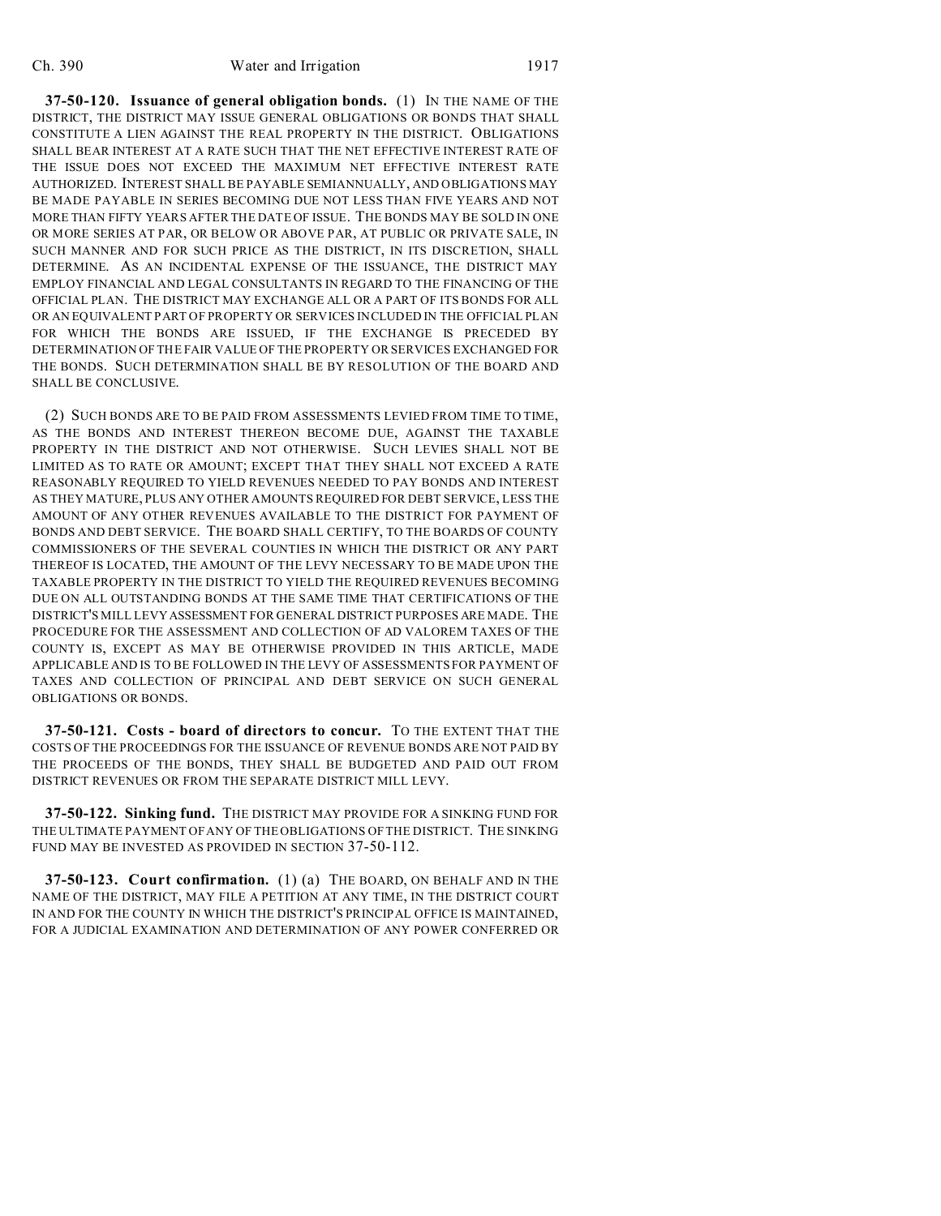**37-50-120. Issuance of general obligation bonds.** (1) IN THE NAME OF THE DISTRICT, THE DISTRICT MAY ISSUE GENERAL OBLIGATIONS OR BONDS THAT SHALL CONSTITUTE A LIEN AGAINST THE REAL PROPERTY IN THE DISTRICT. OBLIGATIONS SHALL BEAR INTEREST AT A RATE SUCH THAT THE NET EFFECTIVE INTEREST RATE OF THE ISSUE DOES NOT EXCEED THE MAXIMUM NET EFFECTIVE INTEREST RATE AUTHORIZED. INTEREST SHALL BE PAYABLE SEMIANNUALLY, AND OBLIGATIONS MAY BE MADE PAYABLE IN SERIES BECOMING DUE NOT LESS THAN FIVE YEARS AND NOT MORE THAN FIFTY YEARS AFTER THE DATE OF ISSUE. THE BONDS MAY BE SOLD IN ONE OR MORE SERIES AT PAR, OR BELOW OR ABOVE PAR, AT PUBLIC OR PRIVATE SALE, IN SUCH MANNER AND FOR SUCH PRICE AS THE DISTRICT, IN ITS DISCRETION, SHALL DETERMINE. AS AN INCIDENTAL EXPENSE OF THE ISSUANCE, THE DISTRICT MAY EMPLOY FINANCIAL AND LEGAL CONSULTANTS IN REGARD TO THE FINANCING OF THE OFFICIAL PLAN. THE DISTRICT MAY EXCHANGE ALL OR A PART OF ITS BONDS FOR ALL OR AN EQUIVALENT PART OF PROPERTY OR SERVICES INCLUDED IN THE OFFICIAL PLAN FOR WHICH THE BONDS ARE ISSUED, IF THE EXCHANGE IS PRECEDED BY DETERMINATION OF THE FAIR VALUE OF THE PROPERTY OR SERVICES EXCHANGED FOR THE BONDS. SUCH DETERMINATION SHALL BE BY RESOLUTION OF THE BOARD AND SHALL BE CONCLUSIVE.

(2) SUCH BONDS ARE TO BE PAID FROM ASSESSMENTS LEVIED FROM TIME TO TIME, AS THE BONDS AND INTEREST THEREON BECOME DUE, AGAINST THE TAXABLE PROPERTY IN THE DISTRICT AND NOT OTHERWISE. SUCH LEVIES SHALL NOT BE LIMITED AS TO RATE OR AMOUNT; EXCEPT THAT THEY SHALL NOT EXCEED A RATE REASONABLY REQUIRED TO YIELD REVENUES NEEDED TO PAY BONDS AND INTEREST AS THEY MATURE, PLUS ANY OTHER AMOUNTS REQUIRED FOR DEBT SERVICE, LESS THE AMOUNT OF ANY OTHER REVENUES AVAILABLE TO THE DISTRICT FOR PAYMENT OF BONDS AND DEBT SERVICE. THE BOARD SHALL CERTIFY, TO THE BOARDS OF COUNTY COMMISSIONERS OF THE SEVERAL COUNTIES IN WHICH THE DISTRICT OR ANY PART THEREOF IS LOCATED, THE AMOUNT OF THE LEVY NECESSARY TO BE MADE UPON THE TAXABLE PROPERTY IN THE DISTRICT TO YIELD THE REQUIRED REVENUES BECOMING DUE ON ALL OUTSTANDING BONDS AT THE SAME TIME THAT CERTIFICATIONS OF THE DISTRICT'S MILL LEVY ASSESSMENT FOR GENERAL DISTRICT PURPOSES ARE MADE. THE PROCEDURE FOR THE ASSESSMENT AND COLLECTION OF AD VALOREM TAXES OF THE COUNTY IS, EXCEPT AS MAY BE OTHERWISE PROVIDED IN THIS ARTICLE, MADE APPLICABLE AND IS TO BE FOLLOWED IN THE LEVY OF ASSESSMENTS FOR PAYMENT OF TAXES AND COLLECTION OF PRINCIPAL AND DEBT SERVICE ON SUCH GENERAL OBLIGATIONS OR BONDS.

**37-50-121. Costs - board of directors to concur.** TO THE EXTENT THAT THE COSTS OF THE PROCEEDINGS FOR THE ISSUANCE OF REVENUE BONDS ARE NOT PAID BY THE PROCEEDS OF THE BONDS, THEY SHALL BE BUDGETED AND PAID OUT FROM DISTRICT REVENUES OR FROM THE SEPARATE DISTRICT MILL LEVY.

**37-50-122. Sinking fund.** THE DISTRICT MAY PROVIDE FOR A SINKING FUND FOR THE ULTIMATE PAYMENT OF ANY OF THE OBLIGATIONS OF THE DISTRICT. THE SINKING FUND MAY BE INVESTED AS PROVIDED IN SECTION 37-50-112.

**37-50-123. Court confirmation.** (1) (a) THE BOARD, ON BEHALF AND IN THE NAME OF THE DISTRICT, MAY FILE A PETITION AT ANY TIME, IN THE DISTRICT COURT IN AND FOR THE COUNTY IN WHICH THE DISTRICT'S PRINCIPAL OFFICE IS MAINTAINED, FOR A JUDICIAL EXAMINATION AND DETERMINATION OF ANY POWER CONFERRED OR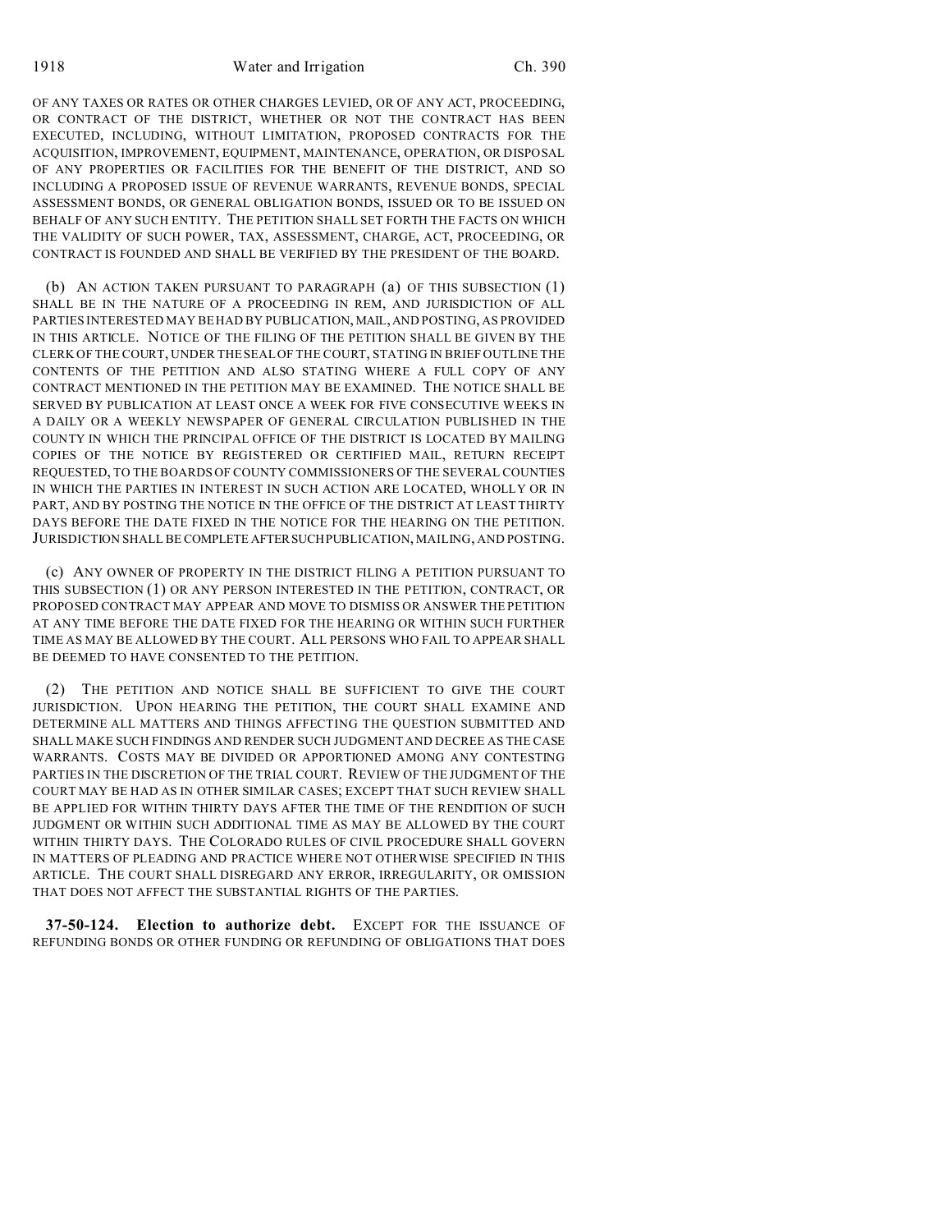OF ANY TAXES OR RATES OR OTHER CHARGES LEVIED, OR OF ANY ACT, PROCEEDING, OR CONTRACT OF THE DISTRICT, WHETHER OR NOT THE CONTRACT HAS BEEN EXECUTED, INCLUDING, WITHOUT LIMITATION, PROPOSED CONTRACTS FOR THE ACQUISITION, IMPROVEMENT, EQUIPMENT, MAINTENANCE, OPERATION, OR DISPOSAL OF ANY PROPERTIES OR FACILITIES FOR THE BENEFIT OF THE DISTRICT, AND SO INCLUDING A PROPOSED ISSUE OF REVENUE WARRANTS, REVENUE BONDS, SPECIAL ASSESSMENT BONDS, OR GENERAL OBLIGATION BONDS, ISSUED OR TO BE ISSUED ON BEHALF OF ANY SUCH ENTITY. THE PETITION SHALL SET FORTH THE FACTS ON WHICH THE VALIDITY OF SUCH POWER, TAX, ASSESSMENT, CHARGE, ACT, PROCEEDING, OR CONTRACT IS FOUNDED AND SHALL BE VERIFIED BY THE PRESIDENT OF THE BOARD.

(b) AN ACTION TAKEN PURSUANT TO PARAGRAPH (a) OF THIS SUBSECTION (1) SHALL BE IN THE NATURE OF A PROCEEDING IN REM, AND JURISDICTION OF ALL PARTIES INTERESTED MAY BE HAD BY PUBLICATION, MAIL, AND POSTING, AS PROVIDED IN THIS ARTICLE. NOTICE OF THE FILING OF THE PETITION SHALL BE GIVEN BY THE CLERK OF THE COURT, UNDER THE SEAL OF THE COURT, STATING IN BRIEF OUTLINE THE CONTENTS OF THE PETITION AND ALSO STATING WHERE A FULL COPY OF ANY CONTRACT MENTIONED IN THE PETITION MAY BE EXAMINED. THE NOTICE SHALL BE SERVED BY PUBLICATION AT LEAST ONCE A WEEK FOR FIVE CONSECUTIVE WEEKS IN A DAILY OR A WEEKLY NEWSPAPER OF GENERAL CIRCULATION PUBLISHED IN THE COUNTY IN WHICH THE PRINCIPAL OFFICE OF THE DISTRICT IS LOCATED BY MAILING COPIES OF THE NOTICE BY REGISTERED OR CERTIFIED MAIL, RETURN RECEIPT REQUESTED, TO THE BOARDS OF COUNTY COMMISSIONERS OF THE SEVERAL COUNTIES IN WHICH THE PARTIES IN INTEREST IN SUCH ACTION ARE LOCATED, WHOLLY OR IN PART, AND BY POSTING THE NOTICE IN THE OFFICE OF THE DISTRICT AT LEAST THIRTY DAYS BEFORE THE DATE FIXED IN THE NOTICE FOR THE HEARING ON THE PETITION. JURISDICTION SHALL BE COMPLETE AFTER SUCH PUBLICATION, MAILING, AND POSTING.

(c) ANY OWNER OF PROPERTY IN THE DISTRICT FILING A PETITION PURSUANT TO THIS SUBSECTION (1) OR ANY PERSON INTERESTED IN THE PETITION, CONTRACT, OR PROPOSED CONTRACT MAY APPEAR AND MOVE TO DISMISS OR ANSWER THE PETITION AT ANY TIME BEFORE THE DATE FIXED FOR THE HEARING OR WITHIN SUCH FURTHER TIME AS MAY BE ALLOWED BY THE COURT. ALL PERSONS WHO FAIL TO APPEAR SHALL BE DEEMED TO HAVE CONSENTED TO THE PETITION.

(2) THE PETITION AND NOTICE SHALL BE SUFFICIENT TO GIVE THE COURT JURISDICTION. UPON HEARING THE PETITION, THE COURT SHALL EXAMINE AND DETERMINE ALL MATTERS AND THINGS AFFECTING THE QUESTION SUBMITTED AND SHALL MAKE SUCH FINDINGS AND RENDER SUCH JUDGMENT AND DECREE AS THE CASE WARRANTS. COSTS MAY BE DIVIDED OR APPORTIONED AMONG ANY CONTESTING PARTIES IN THE DISCRETION OF THE TRIAL COURT. REVIEW OF THE JUDGMENT OF THE COURT MAY BE HAD AS IN OTHER SIMILAR CASES; EXCEPT THAT SUCH REVIEW SHALL BE APPLIED FOR WITHIN THIRTY DAYS AFTER THE TIME OF THE RENDITION OF SUCH JUDGMENT OR WITHIN SUCH ADDITIONAL TIME AS MAY BE ALLOWED BY THE COURT WITHIN THIRTY DAYS. THE COLORADO RULES OF CIVIL PROCEDURE SHALL GOVERN IN MATTERS OF PLEADING AND PRACTICE WHERE NOT OTHERWISE SPECIFIED IN THIS ARTICLE. THE COURT SHALL DISREGARD ANY ERROR, IRREGULARITY, OR OMISSION THAT DOES NOT AFFECT THE SUBSTANTIAL RIGHTS OF THE PARTIES.

**37-50-124. Election to authorize debt.** EXCEPT FOR THE ISSUANCE OF REFUNDING BONDS OR OTHER FUNDING OR REFUNDING OF OBLIGATIONS THAT DOES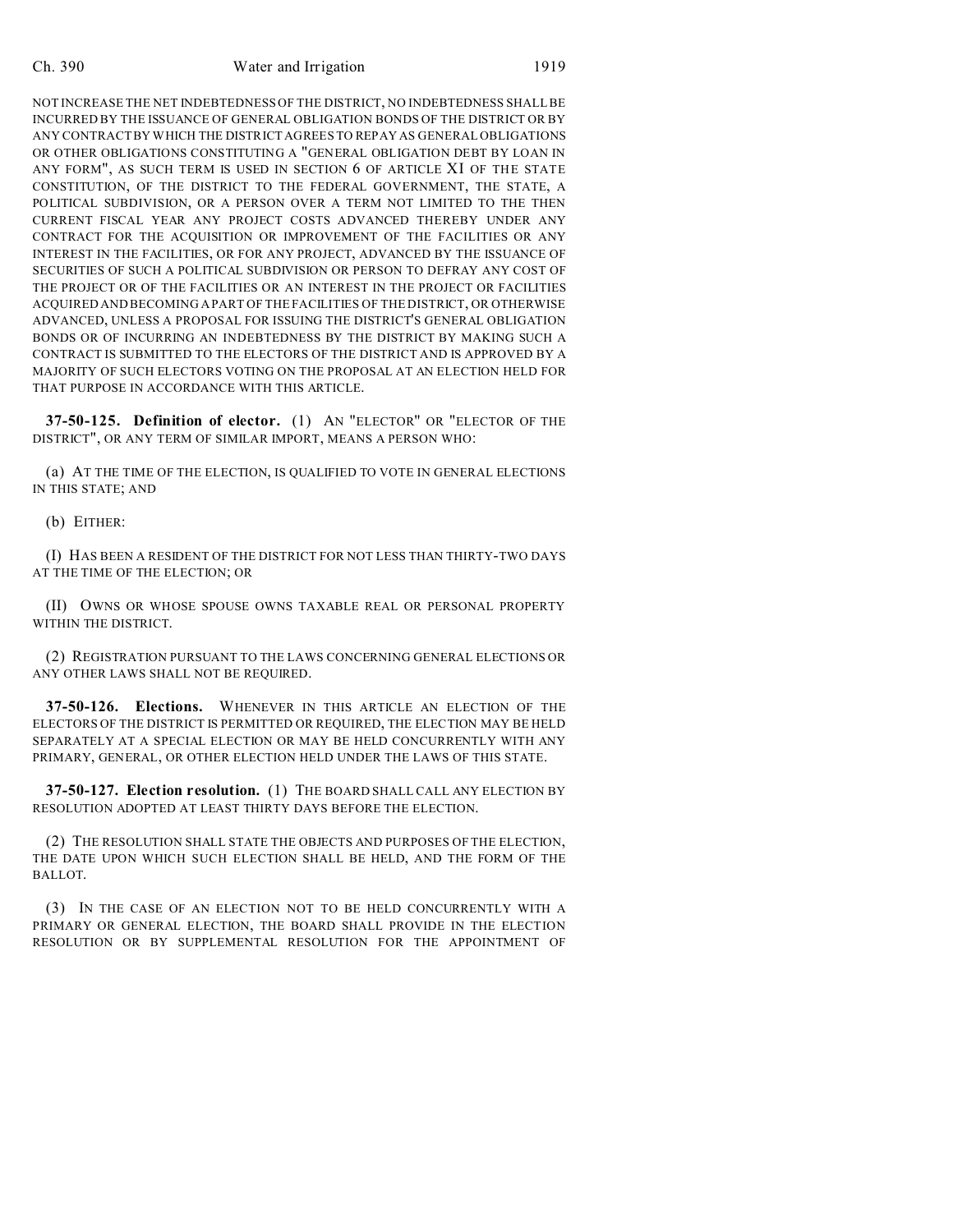NOT INCREASE THE NET INDEBTEDNESS OF THE DISTRICT, NO INDEBTEDNESS SHALL BE INCURRED BY THE ISSUANCE OF GENERAL OBLIGATION BONDS OF THE DISTRICT OR BY ANY CONTRACT BY WHICH THE DISTRICT AGREES TO REPAY AS GENERAL OBLIGATIONS OR OTHER OBLIGATIONS CONSTITUTING A "GENERAL OBLIGATION DEBT BY LOAN IN ANY FORM", AS SUCH TERM IS USED IN SECTION 6 OF ARTICLE XI OF THE STATE CONSTITUTION, OF THE DISTRICT TO THE FEDERAL GOVERNMENT, THE STATE, A POLITICAL SUBDIVISION, OR A PERSON OVER A TERM NOT LIMITED TO THE THEN CURRENT FISCAL YEAR ANY PROJECT COSTS ADVANCED THEREBY UNDER ANY CONTRACT FOR THE ACQUISITION OR IMPROVEMENT OF THE FACILITIES OR ANY INTEREST IN THE FACILITIES, OR FOR ANY PROJECT, ADVANCED BY THE ISSUANCE OF SECURITIES OF SUCH A POLITICAL SUBDIVISION OR PERSON TO DEFRAY ANY COST OF THE PROJECT OR OF THE FACILITIES OR AN INTEREST IN THE PROJECT OR FACILITIES ACQUIRED AND BECOMING A PART OF THE FACILITIES OF THE DISTRICT, OR OTHERWISE ADVANCED, UNLESS A PROPOSAL FOR ISSUING THE DISTRICT'S GENERAL OBLIGATION BONDS OR OF INCURRING AN INDEBTEDNESS BY THE DISTRICT BY MAKING SUCH A CONTRACT IS SUBMITTED TO THE ELECTORS OF THE DISTRICT AND IS APPROVED BY A MAJORITY OF SUCH ELECTORS VOTING ON THE PROPOSAL AT AN ELECTION HELD FOR THAT PURPOSE IN ACCORDANCE WITH THIS ARTICLE.

**37-50-125. Definition of elector.** (1) AN "ELECTOR" OR "ELECTOR OF THE DISTRICT", OR ANY TERM OF SIMILAR IMPORT, MEANS A PERSON WHO:

(a) AT THE TIME OF THE ELECTION, IS QUALIFIED TO VOTE IN GENERAL ELECTIONS IN THIS STATE; AND

(b) EITHER:

(I) HAS BEEN A RESIDENT OF THE DISTRICT FOR NOT LESS THAN THIRTY-TWO DAYS AT THE TIME OF THE ELECTION; OR

(II) OWNS OR WHOSE SPOUSE OWNS TAXABLE REAL OR PERSONAL PROPERTY WITHIN THE DISTRICT.

(2) REGISTRATION PURSUANT TO THE LAWS CONCERNING GENERAL ELECTIONS OR ANY OTHER LAWS SHALL NOT BE REQUIRED.

**37-50-126. Elections.** WHENEVER IN THIS ARTICLE AN ELECTION OF THE ELECTORS OF THE DISTRICT IS PERMITTED OR REQUIRED, THE ELECTION MAY BE HELD SEPARATELY AT A SPECIAL ELECTION OR MAY BE HELD CONCURRENTLY WITH ANY PRIMARY, GENERAL, OR OTHER ELECTION HELD UNDER THE LAWS OF THIS STATE.

**37-50-127. Election resolution.** (1) THE BOARD SHALL CALL ANY ELECTION BY RESOLUTION ADOPTED AT LEAST THIRTY DAYS BEFORE THE ELECTION.

(2) THE RESOLUTION SHALL STATE THE OBJECTS AND PURPOSES OF THE ELECTION, THE DATE UPON WHICH SUCH ELECTION SHALL BE HELD, AND THE FORM OF THE BALLOT.

(3) IN THE CASE OF AN ELECTION NOT TO BE HELD CONCURRENTLY WITH A PRIMARY OR GENERAL ELECTION, THE BOARD SHALL PROVIDE IN THE ELECTION RESOLUTION OR BY SUPPLEMENTAL RESOLUTION FOR THE APPOINTMENT OF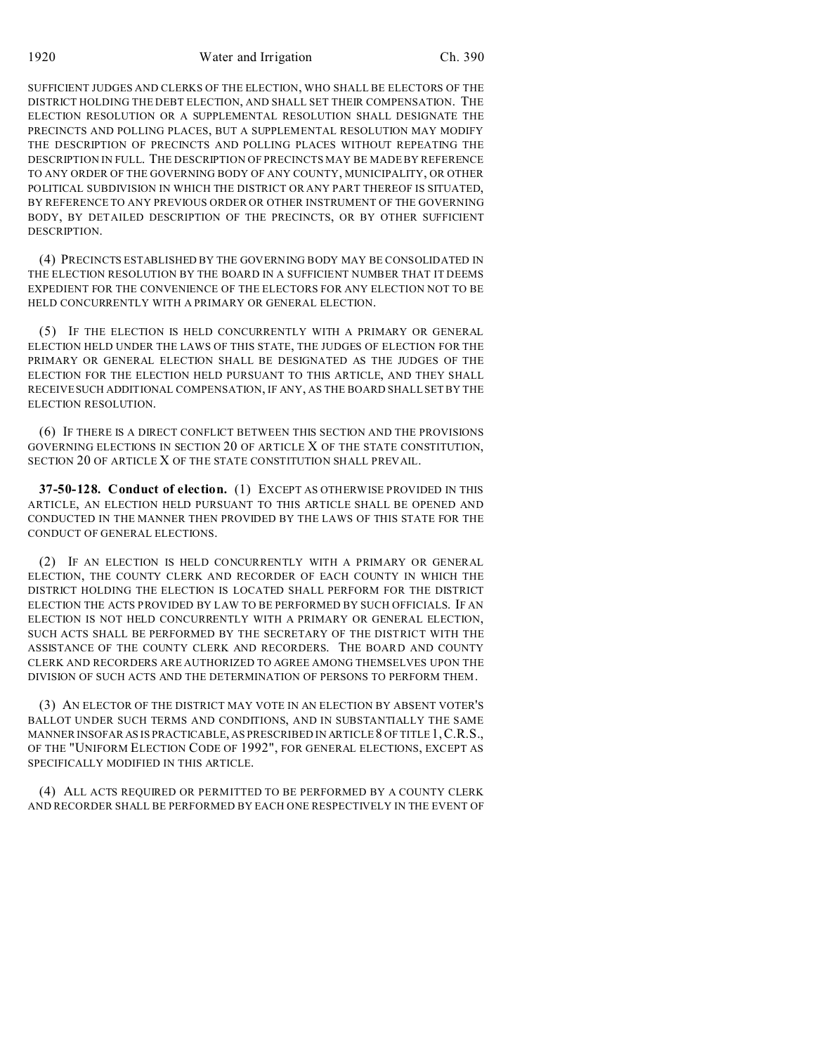SUFFICIENT JUDGES AND CLERKS OF THE ELECTION, WHO SHALL BE ELECTORS OF THE DISTRICT HOLDING THE DEBT ELECTION, AND SHALL SET THEIR COMPENSATION. THE ELECTION RESOLUTION OR A SUPPLEMENTAL RESOLUTION SHALL DESIGNATE THE PRECINCTS AND POLLING PLACES, BUT A SUPPLEMENTAL RESOLUTION MAY MODIFY THE DESCRIPTION OF PRECINCTS AND POLLING PLACES WITHOUT REPEATING THE DESCRIPTION IN FULL. THE DESCRIPTION OF PRECINCTS MAY BE MADE BY REFERENCE TO ANY ORDER OF THE GOVERNING BODY OF ANY COUNTY, MUNICIPALITY, OR OTHER POLITICAL SUBDIVISION IN WHICH THE DISTRICT OR ANY PART THEREOF IS SITUATED, BY REFERENCE TO ANY PREVIOUS ORDER OR OTHER INSTRUMENT OF THE GOVERNING BODY, BY DETAILED DESCRIPTION OF THE PRECINCTS, OR BY OTHER SUFFICIENT DESCRIPTION.

(4) PRECINCTS ESTABLISHED BY THE GOVERNING BODY MAY BE CONSOLIDATED IN THE ELECTION RESOLUTION BY THE BOARD IN A SUFFICIENT NUMBER THAT IT DEEMS EXPEDIENT FOR THE CONVENIENCE OF THE ELECTORS FOR ANY ELECTION NOT TO BE HELD CONCURRENTLY WITH A PRIMARY OR GENERAL ELECTION.

(5) IF THE ELECTION IS HELD CONCURRENTLY WITH A PRIMARY OR GENERAL ELECTION HELD UNDER THE LAWS OF THIS STATE, THE JUDGES OF ELECTION FOR THE PRIMARY OR GENERAL ELECTION SHALL BE DESIGNATED AS THE JUDGES OF THE ELECTION FOR THE ELECTION HELD PURSUANT TO THIS ARTICLE, AND THEY SHALL RECEIVE SUCH ADDITIONAL COMPENSATION, IF ANY, AS THE BOARD SHALL SET BY THE ELECTION RESOLUTION.

(6) IF THERE IS A DIRECT CONFLICT BETWEEN THIS SECTION AND THE PROVISIONS GOVERNING ELECTIONS IN SECTION 20 OF ARTICLE X OF THE STATE CONSTITUTION, SECTION 20 OF ARTICLE X OF THE STATE CONSTITUTION SHALL PREVAIL.

**37-50-128. Conduct of election.** (1) EXCEPT AS OTHERWISE PROVIDED IN THIS ARTICLE, AN ELECTION HELD PURSUANT TO THIS ARTICLE SHALL BE OPENED AND CONDUCTED IN THE MANNER THEN PROVIDED BY THE LAWS OF THIS STATE FOR THE CONDUCT OF GENERAL ELECTIONS.

(2) IF AN ELECTION IS HELD CONCURRENTLY WITH A PRIMARY OR GENERAL ELECTION, THE COUNTY CLERK AND RECORDER OF EACH COUNTY IN WHICH THE DISTRICT HOLDING THE ELECTION IS LOCATED SHALL PERFORM FOR THE DISTRICT ELECTION THE ACTS PROVIDED BY LAW TO BE PERFORMED BY SUCH OFFICIALS. IF AN ELECTION IS NOT HELD CONCURRENTLY WITH A PRIMARY OR GENERAL ELECTION, SUCH ACTS SHALL BE PERFORMED BY THE SECRETARY OF THE DISTRICT WITH THE ASSISTANCE OF THE COUNTY CLERK AND RECORDERS. THE BOARD AND COUNTY CLERK AND RECORDERS ARE AUTHORIZED TO AGREE AMONG THEMSELVES UPON THE DIVISION OF SUCH ACTS AND THE DETERMINATION OF PERSONS TO PERFORM THEM.

(3) AN ELECTOR OF THE DISTRICT MAY VOTE IN AN ELECTION BY ABSENT VOTER'S BALLOT UNDER SUCH TERMS AND CONDITIONS, AND IN SUBSTANTIALLY THE SAME MANNER INSOFAR AS IS PRACTICABLE, AS PRESCRIBED IN ARTICLE 8 OF TITLE 1, C.R.S., OF THE "UNIFORM ELECTION CODE OF 1992", FOR GENERAL ELECTIONS, EXCEPT AS SPECIFICALLY MODIFIED IN THIS ARTICLE.

(4) ALL ACTS REQUIRED OR PERMITTED TO BE PERFORMED BY A COUNTY CLERK AND RECORDER SHALL BE PERFORMED BY EACH ONE RESPECTIVELY IN THE EVENT OF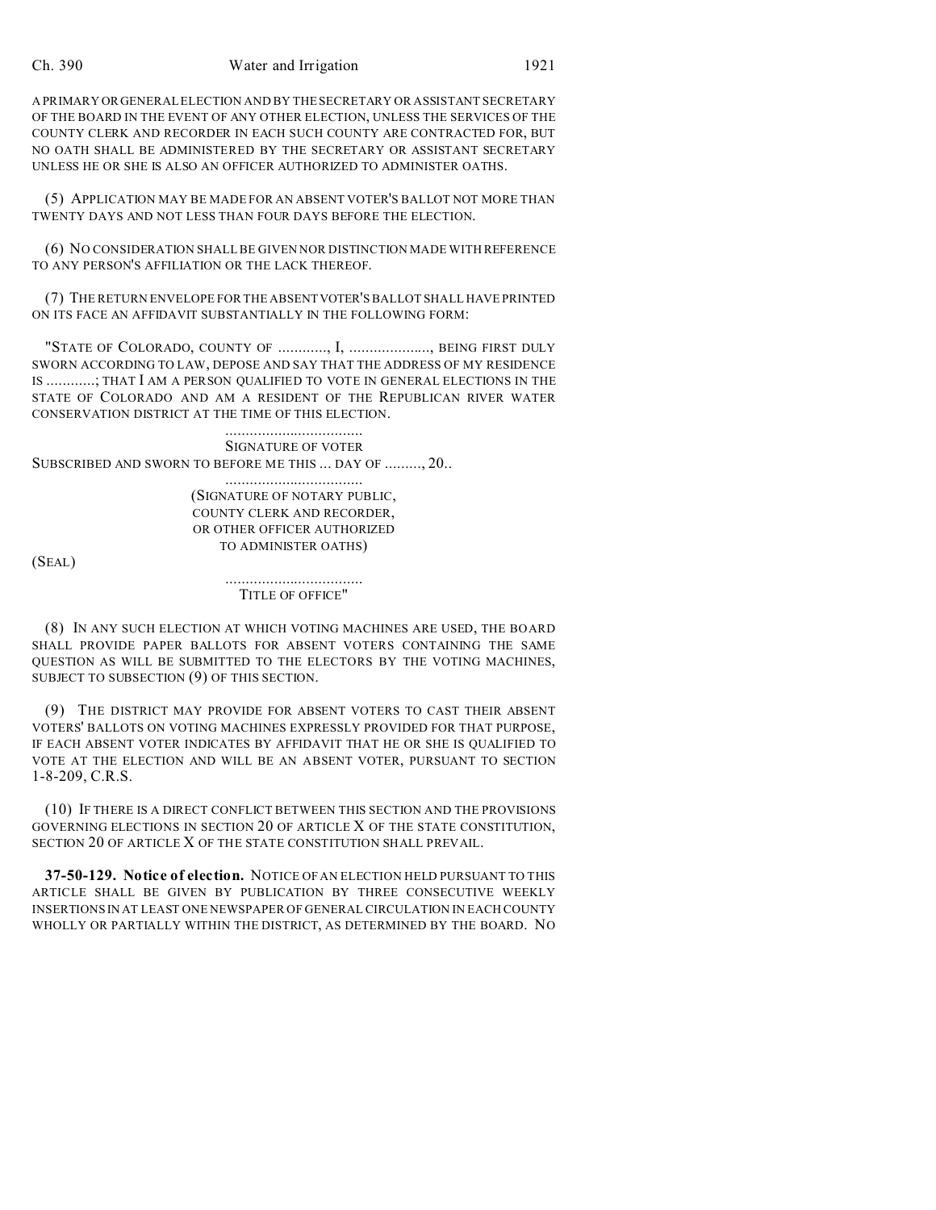A PRIMARY OR GENERAL ELECTION AND BY THE SECRETARY OR ASSISTANT SECRETARY OF THE BOARD IN THE EVENT OF ANY OTHER ELECTION, UNLESS THE SERVICES OF THE COUNTY CLERK AND RECORDER IN EACH SUCH COUNTY ARE CONTRACTED FOR, BUT NO OATH SHALL BE ADMINISTERED BY THE SECRETARY OR ASSISTANT SECRETARY UNLESS HE OR SHE IS ALSO AN OFFICER AUTHORIZED TO ADMINISTER OATHS.

(5) APPLICATION MAY BE MADE FOR AN ABSENT VOTER'S BALLOT NOT MORE THAN TWENTY DAYS AND NOT LESS THAN FOUR DAYS BEFORE THE ELECTION.

(6) NO CONSIDERATION SHALL BE GIVEN NOR DISTINCTION MADE WITH REFERENCE TO ANY PERSON'S AFFILIATION OR THE LACK THEREOF.

(7) THE RETURN ENVELOPE FOR THE ABSENT VOTER'S BALLOT SHALL HAVE PRINTED ON ITS FACE AN AFFIDAVIT SUBSTANTIALLY IN THE FOLLOWING FORM:

"STATE OF COLORADO, COUNTY OF ............, I, ...................., BEING FIRST DULY SWORN ACCORDING TO LAW, DEPOSE AND SAY THAT THE ADDRESS OF MY RESIDENCE IS ............; THAT I AM A PERSON QUALIFIED TO VOTE IN GENERAL ELECTIONS IN THE STATE OF COLORADO AND AM A RESIDENT OF THE REPUBLICAN RIVER WATER CONSERVATION DISTRICT AT THE TIME OF THIS ELECTION.

..................................
SIGNATURE OF VOTER

SUBSCRIBED AND SWORN TO BEFORE ME THIS ... DAY OF ........., 20..

..................................
(SIGNATURE OF NOTARY PUBLIC,
COUNTY CLERK AND RECORDER,
OR OTHER OFFICER AUTHORIZED
TO ADMINISTER OATHS)

(SEAL)

..................................
TITLE OF OFFICE"

(8) IN ANY SUCH ELECTION AT WHICH VOTING MACHINES ARE USED, THE BOARD SHALL PROVIDE PAPER BALLOTS FOR ABSENT VOTERS CONTAINING THE SAME QUESTION AS WILL BE SUBMITTED TO THE ELECTORS BY THE VOTING MACHINES, SUBJECT TO SUBSECTION (9) OF THIS SECTION.

(9) THE DISTRICT MAY PROVIDE FOR ABSENT VOTERS TO CAST THEIR ABSENT VOTERS' BALLOTS ON VOTING MACHINES EXPRESSLY PROVIDED FOR THAT PURPOSE, IF EACH ABSENT VOTER INDICATES BY AFFIDAVIT THAT HE OR SHE IS QUALIFIED TO VOTE AT THE ELECTION AND WILL BE AN ABSENT VOTER, PURSUANT TO SECTION 1-8-209, C.R.S.

(10) IF THERE IS A DIRECT CONFLICT BETWEEN THIS SECTION AND THE PROVISIONS GOVERNING ELECTIONS IN SECTION 20 OF ARTICLE X OF THE STATE CONSTITUTION, SECTION 20 OF ARTICLE X OF THE STATE CONSTITUTION SHALL PREVAIL.

**37-50-129. Notice of election.** NOTICE OF AN ELECTION HELD PURSUANT TO THIS ARTICLE SHALL BE GIVEN BY PUBLICATION BY THREE CONSECUTIVE WEEKLY INSERTIONS IN AT LEAST ONE NEWSPAPER OF GENERAL CIRCULATION IN EACH COUNTY WHOLLY OR PARTIALLY WITHIN THE DISTRICT, AS DETERMINED BY THE BOARD. NO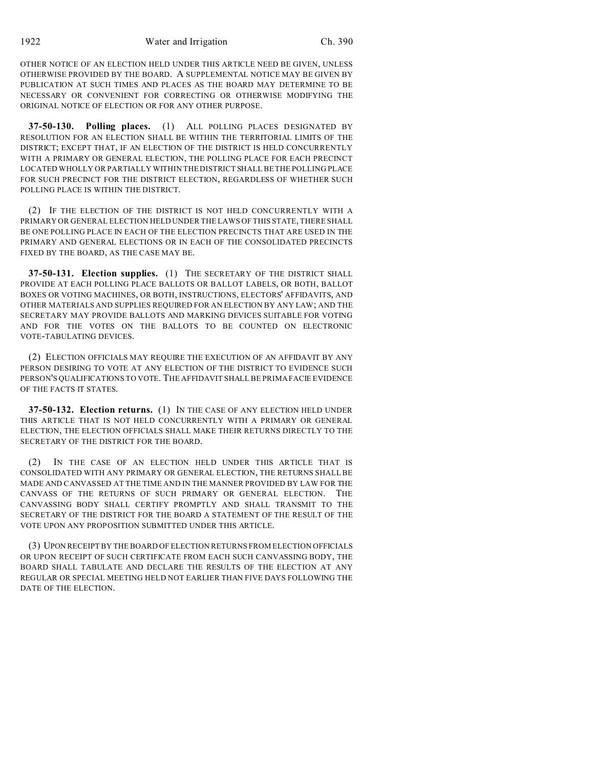OTHER NOTICE OF AN ELECTION HELD UNDER THIS ARTICLE NEED BE GIVEN, UNLESS OTHERWISE PROVIDED BY THE BOARD. A SUPPLEMENTAL NOTICE MAY BE GIVEN BY PUBLICATION AT SUCH TIMES AND PLACES AS THE BOARD MAY DETERMINE TO BE NECESSARY OR CONVENIENT FOR CORRECTING OR OTHERWISE MODIFYING THE ORIGINAL NOTICE OF ELECTION OR FOR ANY OTHER PURPOSE.

**37-50-130. Polling places.** (1) ALL POLLING PLACES DESIGNATED BY RESOLUTION FOR AN ELECTION SHALL BE WITHIN THE TERRITORIAL LIMITS OF THE DISTRICT; EXCEPT THAT, IF AN ELECTION OF THE DISTRICT IS HELD CONCURRENTLY WITH A PRIMARY OR GENERAL ELECTION, THE POLLING PLACE FOR EACH PRECINCT LOCATED WHOLLY OR PARTIALLY WITHIN THE DISTRICT SHALL BE THE POLLING PLACE FOR SUCH PRECINCT FOR THE DISTRICT ELECTION, REGARDLESS OF WHETHER SUCH POLLING PLACE IS WITHIN THE DISTRICT.

(2) IF THE ELECTION OF THE DISTRICT IS NOT HELD CONCURRENTLY WITH A PRIMARY OR GENERAL ELECTION HELD UNDER THE LAWS OF THIS STATE, THERE SHALL BE ONE POLLING PLACE IN EACH OF THE ELECTION PRECINCTS THAT ARE USED IN THE PRIMARY AND GENERAL ELECTIONS OR IN EACH OF THE CONSOLIDATED PRECINCTS FIXED BY THE BOARD, AS THE CASE MAY BE.

**37-50-131. Election supplies.** (1) THE SECRETARY OF THE DISTRICT SHALL PROVIDE AT EACH POLLING PLACE BALLOTS OR BALLOT LABELS, OR BOTH, BALLOT BOXES OR VOTING MACHINES, OR BOTH, INSTRUCTIONS, ELECTORS' AFFIDAVITS, AND OTHER MATERIALS AND SUPPLIES REQUIRED FOR AN ELECTION BY ANY LAW; AND THE SECRETARY MAY PROVIDE BALLOTS AND MARKING DEVICES SUITABLE FOR VOTING AND FOR THE VOTES ON THE BALLOTS TO BE COUNTED ON ELECTRONIC VOTE-TABULATING DEVICES.

(2) ELECTION OFFICIALS MAY REQUIRE THE EXECUTION OF AN AFFIDAVIT BY ANY PERSON DESIRING TO VOTE AT ANY ELECTION OF THE DISTRICT TO EVIDENCE SUCH PERSON'S QUALIFICATIONS TO VOTE. THE AFFIDAVIT SHALL BE PRIMA FACIE EVIDENCE OF THE FACTS IT STATES.

**37-50-132. Election returns.** (1) IN THE CASE OF ANY ELECTION HELD UNDER THIS ARTICLE THAT IS NOT HELD CONCURRENTLY WITH A PRIMARY OR GENERAL ELECTION, THE ELECTION OFFICIALS SHALL MAKE THEIR RETURNS DIRECTLY TO THE SECRETARY OF THE DISTRICT FOR THE BOARD.

(2) IN THE CASE OF AN ELECTION HELD UNDER THIS ARTICLE THAT IS CONSOLIDATED WITH ANY PRIMARY OR GENERAL ELECTION, THE RETURNS SHALL BE MADE AND CANVASSED AT THE TIME AND IN THE MANNER PROVIDED BY LAW FOR THE CANVASS OF THE RETURNS OF SUCH PRIMARY OR GENERAL ELECTION. THE CANVASSING BODY SHALL CERTIFY PROMPTLY AND SHALL TRANSMIT TO THE SECRETARY OF THE DISTRICT FOR THE BOARD A STATEMENT OF THE RESULT OF THE VOTE UPON ANY PROPOSITION SUBMITTED UNDER THIS ARTICLE.

(3) UPON RECEIPT BY THE BOARD OF ELECTION RETURNS FROM ELECTION OFFICIALS OR UPON RECEIPT OF SUCH CERTIFICATE FROM EACH SUCH CANVASSING BODY, THE BOARD SHALL TABULATE AND DECLARE THE RESULTS OF THE ELECTION AT ANY REGULAR OR SPECIAL MEETING HELD NOT EARLIER THAN FIVE DAYS FOLLOWING THE DATE OF THE ELECTION.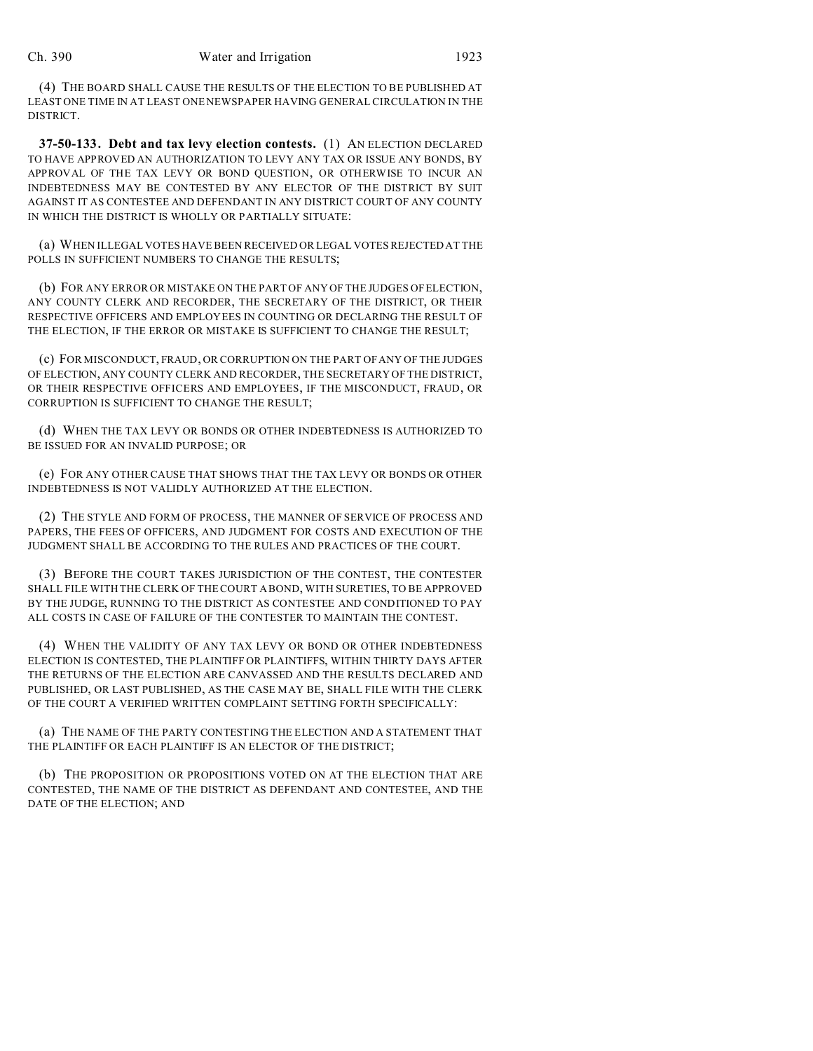(4) THE BOARD SHALL CAUSE THE RESULTS OF THE ELECTION TO BE PUBLISHED AT LEAST ONE TIME IN AT LEAST ONE NEWSPAPER HAVING GENERAL CIRCULATION IN THE DISTRICT.

**37-50-133. Debt and tax levy election contests.** (1) AN ELECTION DECLARED TO HAVE APPROVED AN AUTHORIZATION TO LEVY ANY TAX OR ISSUE ANY BONDS, BY APPROVAL OF THE TAX LEVY OR BOND QUESTION, OR OTHERWISE TO INCUR AN INDEBTEDNESS MAY BE CONTESTED BY ANY ELECTOR OF THE DISTRICT BY SUIT AGAINST IT AS CONTESTEE AND DEFENDANT IN ANY DISTRICT COURT OF ANY COUNTY IN WHICH THE DISTRICT IS WHOLLY OR PARTIALLY SITUATE:

(a) WHEN ILLEGAL VOTES HAVE BEEN RECEIVED OR LEGAL VOTES REJECTED AT THE POLLS IN SUFFICIENT NUMBERS TO CHANGE THE RESULTS;

(b) FOR ANY ERROR OR MISTAKE ON THE PART OF ANY OF THE JUDGES OF ELECTION, ANY COUNTY CLERK AND RECORDER, THE SECRETARY OF THE DISTRICT, OR THEIR RESPECTIVE OFFICERS AND EMPLOYEES IN COUNTING OR DECLARING THE RESULT OF THE ELECTION, IF THE ERROR OR MISTAKE IS SUFFICIENT TO CHANGE THE RESULT;

(c) FOR MISCONDUCT, FRAUD, OR CORRUPTION ON THE PART OF ANY OF THE JUDGES OF ELECTION, ANY COUNTY CLERK AND RECORDER, THE SECRETARY OF THE DISTRICT, OR THEIR RESPECTIVE OFFICERS AND EMPLOYEES, IF THE MISCONDUCT, FRAUD, OR CORRUPTION IS SUFFICIENT TO CHANGE THE RESULT;

(d) WHEN THE TAX LEVY OR BONDS OR OTHER INDEBTEDNESS IS AUTHORIZED TO BE ISSUED FOR AN INVALID PURPOSE; OR

(e) FOR ANY OTHER CAUSE THAT SHOWS THAT THE TAX LEVY OR BONDS OR OTHER INDEBTEDNESS IS NOT VALIDLY AUTHORIZED AT THE ELECTION.

(2) THE STYLE AND FORM OF PROCESS, THE MANNER OF SERVICE OF PROCESS AND PAPERS, THE FEES OF OFFICERS, AND JUDGMENT FOR COSTS AND EXECUTION OF THE JUDGMENT SHALL BE ACCORDING TO THE RULES AND PRACTICES OF THE COURT.

(3) BEFORE THE COURT TAKES JURISDICTION OF THE CONTEST, THE CONTESTER SHALL FILE WITH THE CLERK OF THE COURT A BOND, WITH SURETIES, TO BE APPROVED BY THE JUDGE, RUNNING TO THE DISTRICT AS CONTESTEE AND CONDITIONED TO PAY ALL COSTS IN CASE OF FAILURE OF THE CONTESTER TO MAINTAIN THE CONTEST.

(4) WHEN THE VALIDITY OF ANY TAX LEVY OR BOND OR OTHER INDEBTEDNESS ELECTION IS CONTESTED, THE PLAINTIFF OR PLAINTIFFS, WITHIN THIRTY DAYS AFTER THE RETURNS OF THE ELECTION ARE CANVASSED AND THE RESULTS DECLARED AND PUBLISHED, OR LAST PUBLISHED, AS THE CASE MAY BE, SHALL FILE WITH THE CLERK OF THE COURT A VERIFIED WRITTEN COMPLAINT SETTING FORTH SPECIFICALLY:

(a) THE NAME OF THE PARTY CONTESTING THE ELECTION AND A STATEMENT THAT THE PLAINTIFF OR EACH PLAINTIFF IS AN ELECTOR OF THE DISTRICT;

(b) THE PROPOSITION OR PROPOSITIONS VOTED ON AT THE ELECTION THAT ARE CONTESTED, THE NAME OF THE DISTRICT AS DEFENDANT AND CONTESTEE, AND THE DATE OF THE ELECTION; AND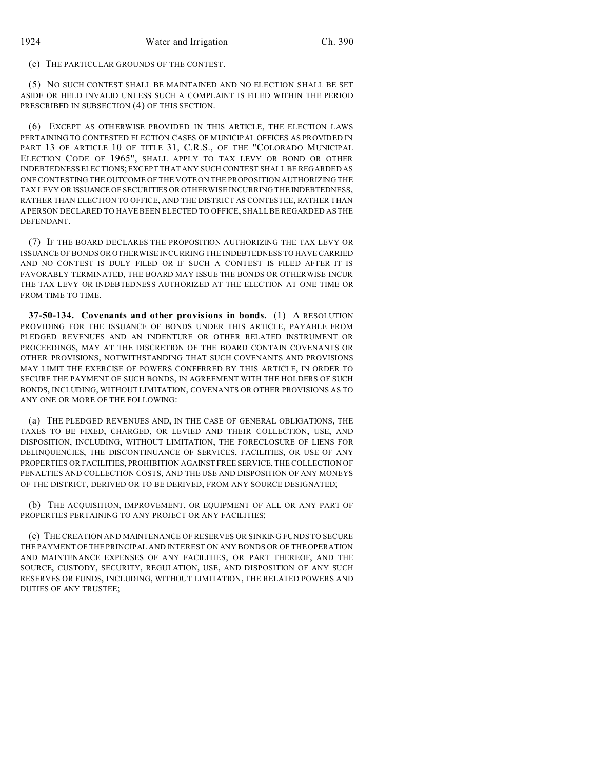(c) THE PARTICULAR GROUNDS OF THE CONTEST.

(5) NO SUCH CONTEST SHALL BE MAINTAINED AND NO ELECTION SHALL BE SET ASIDE OR HELD INVALID UNLESS SUCH A COMPLAINT IS FILED WITHIN THE PERIOD PRESCRIBED IN SUBSECTION (4) OF THIS SECTION.

(6) EXCEPT AS OTHERWISE PROVIDED IN THIS ARTICLE, THE ELECTION LAWS PERTAINING TO CONTESTED ELECTION CASES OF MUNICIPAL OFFICES AS PROVIDED IN PART 13 OF ARTICLE 10 OF TITLE 31, C.R.S., OF THE "COLORADO MUNICIPAL ELECTION CODE OF 1965", SHALL APPLY TO TAX LEVY OR BOND OR OTHER INDEBTEDNESS ELECTIONS; EXCEPT THAT ANY SUCH CONTEST SHALL BE REGARDED AS ONE CONTESTING THE OUTCOME OF THE VOTE ON THE PROPOSITION AUTHORIZING THE TAX LEVY OR ISSUANCE OF SECURITIES OR OTHERWISE INCURRING THE INDEBTEDNESS, RATHER THAN ELECTION TO OFFICE, AND THE DISTRICT AS CONTESTEE, RATHER THAN A PERSON DECLARED TO HAVE BEEN ELECTED TO OFFICE, SHALL BE REGARDED AS THE DEFENDANT.

(7) IF THE BOARD DECLARES THE PROPOSITION AUTHORIZING THE TAX LEVY OR ISSUANCE OF BONDS OR OTHERWISE INCURRING THE INDEBTEDNESS TO HAVE CARRIED AND NO CONTEST IS DULY FILED OR IF SUCH A CONTEST IS FILED AFTER IT IS FAVORABLY TERMINATED, THE BOARD MAY ISSUE THE BONDS OR OTHERWISE INCUR THE TAX LEVY OR INDEBTEDNESS AUTHORIZED AT THE ELECTION AT ONE TIME OR FROM TIME TO TIME.

**37-50-134. Covenants and other provisions in bonds.** (1) A RESOLUTION PROVIDING FOR THE ISSUANCE OF BONDS UNDER THIS ARTICLE, PAYABLE FROM PLEDGED REVENUES AND AN INDENTURE OR OTHER RELATED INSTRUMENT OR PROCEEDINGS, MAY AT THE DISCRETION OF THE BOARD CONTAIN COVENANTS OR OTHER PROVISIONS, NOTWITHSTANDING THAT SUCH COVENANTS AND PROVISIONS MAY LIMIT THE EXERCISE OF POWERS CONFERRED BY THIS ARTICLE, IN ORDER TO SECURE THE PAYMENT OF SUCH BONDS, IN AGREEMENT WITH THE HOLDERS OF SUCH BONDS, INCLUDING, WITHOUT LIMITATION, COVENANTS OR OTHER PROVISIONS AS TO ANY ONE OR MORE OF THE FOLLOWING:

(a) THE PLEDGED REVENUES AND, IN THE CASE OF GENERAL OBLIGATIONS, THE TAXES TO BE FIXED, CHARGED, OR LEVIED AND THEIR COLLECTION, USE, AND DISPOSITION, INCLUDING, WITHOUT LIMITATION, THE FORECLOSURE OF LIENS FOR DELINQUENCIES, THE DISCONTINUANCE OF SERVICES, FACILITIES, OR USE OF ANY PROPERTIES OR FACILITIES, PROHIBITION AGAINST FREE SERVICE, THE COLLECTION OF PENALTIES AND COLLECTION COSTS, AND THE USE AND DISPOSITION OF ANY MONEYS OF THE DISTRICT, DERIVED OR TO BE DERIVED, FROM ANY SOURCE DESIGNATED;

(b) THE ACQUISITION, IMPROVEMENT, OR EQUIPMENT OF ALL OR ANY PART OF PROPERTIES PERTAINING TO ANY PROJECT OR ANY FACILITIES;

(c) THE CREATION AND MAINTENANCE OF RESERVES OR SINKING FUNDS TO SECURE THE PAYMENT OF THE PRINCIPAL AND INTEREST ON ANY BONDS OR OF THE OPERATION AND MAINTENANCE EXPENSES OF ANY FACILITIES, OR PART THEREOF, AND THE SOURCE, CUSTODY, SECURITY, REGULATION, USE, AND DISPOSITION OF ANY SUCH RESERVES OR FUNDS, INCLUDING, WITHOUT LIMITATION, THE RELATED POWERS AND DUTIES OF ANY TRUSTEE;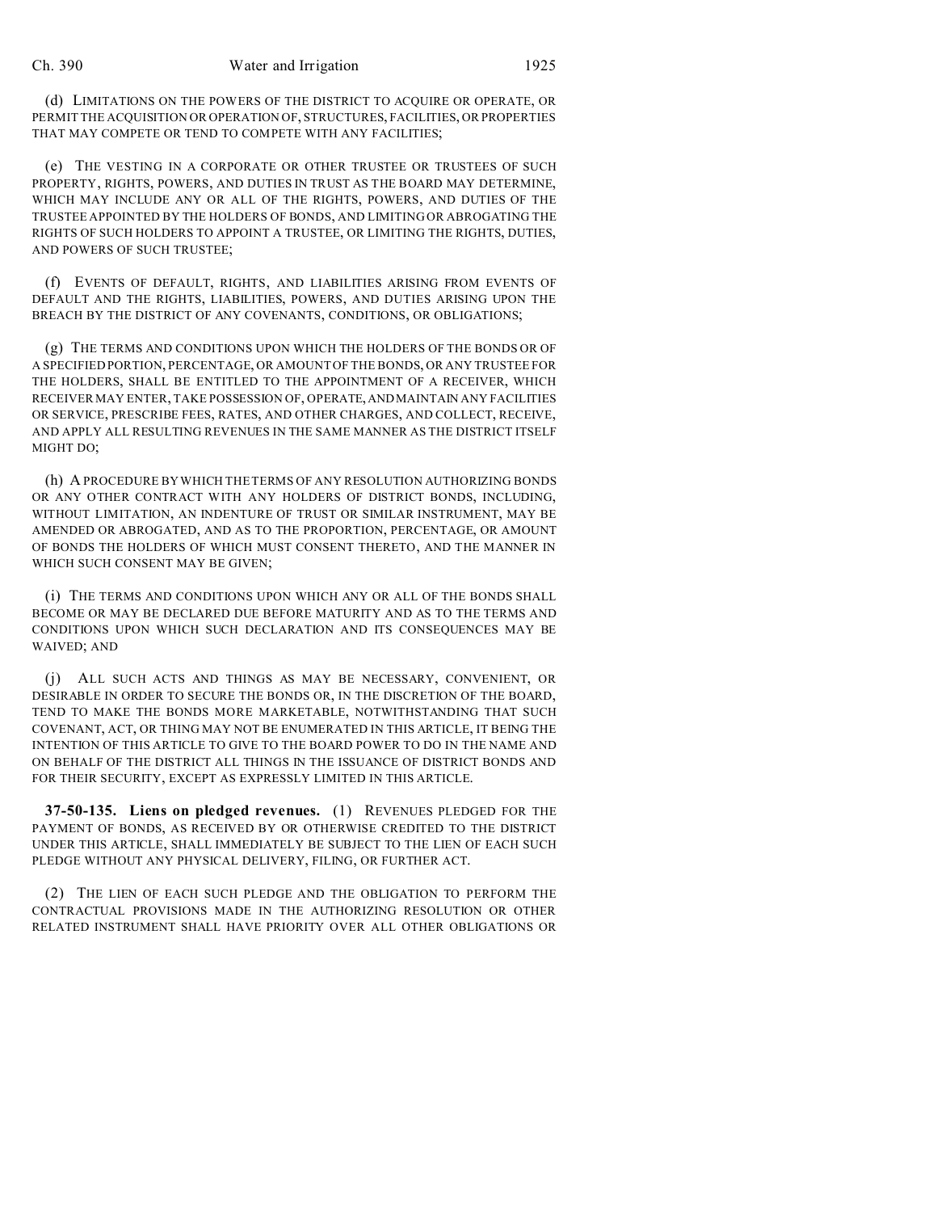(d) LIMITATIONS ON THE POWERS OF THE DISTRICT TO ACQUIRE OR OPERATE, OR PERMIT THE ACQUISITION OR OPERATION OF, STRUCTURES, FACILITIES, OR PROPERTIES THAT MAY COMPETE OR TEND TO COMPETE WITH ANY FACILITIES;

(e) THE VESTING IN A CORPORATE OR OTHER TRUSTEE OR TRUSTEES OF SUCH PROPERTY, RIGHTS, POWERS, AND DUTIES IN TRUST AS THE BOARD MAY DETERMINE, WHICH MAY INCLUDE ANY OR ALL OF THE RIGHTS, POWERS, AND DUTIES OF THE TRUSTEE APPOINTED BY THE HOLDERS OF BONDS, AND LIMITING OR ABROGATING THE RIGHTS OF SUCH HOLDERS TO APPOINT A TRUSTEE, OR LIMITING THE RIGHTS, DUTIES, AND POWERS OF SUCH TRUSTEE;

(f) EVENTS OF DEFAULT, RIGHTS, AND LIABILITIES ARISING FROM EVENTS OF DEFAULT AND THE RIGHTS, LIABILITIES, POWERS, AND DUTIES ARISING UPON THE BREACH BY THE DISTRICT OF ANY COVENANTS, CONDITIONS, OR OBLIGATIONS;

(g) THE TERMS AND CONDITIONS UPON WHICH THE HOLDERS OF THE BONDS OR OF A SPECIFIED PORTION, PERCENTAGE, OR AMOUNT OF THE BONDS, OR ANY TRUSTEE FOR THE HOLDERS, SHALL BE ENTITLED TO THE APPOINTMENT OF A RECEIVER, WHICH RECEIVER MAY ENTER, TAKE POSSESSION OF, OPERATE, AND MAINTAIN ANY FACILITIES OR SERVICE, PRESCRIBE FEES, RATES, AND OTHER CHARGES, AND COLLECT, RECEIVE, AND APPLY ALL RESULTING REVENUES IN THE SAME MANNER AS THE DISTRICT ITSELF MIGHT DO;

(h) A PROCEDURE BY WHICH THE TERMS OF ANY RESOLUTION AUTHORIZING BONDS OR ANY OTHER CONTRACT WITH ANY HOLDERS OF DISTRICT BONDS, INCLUDING, WITHOUT LIMITATION, AN INDENTURE OF TRUST OR SIMILAR INSTRUMENT, MAY BE AMENDED OR ABROGATED, AND AS TO THE PROPORTION, PERCENTAGE, OR AMOUNT OF BONDS THE HOLDERS OF WHICH MUST CONSENT THERETO, AND THE MANNER IN WHICH SUCH CONSENT MAY BE GIVEN;

(i) THE TERMS AND CONDITIONS UPON WHICH ANY OR ALL OF THE BONDS SHALL BECOME OR MAY BE DECLARED DUE BEFORE MATURITY AND AS TO THE TERMS AND CONDITIONS UPON WHICH SUCH DECLARATION AND ITS CONSEQUENCES MAY BE WAIVED; AND

(j) ALL SUCH ACTS AND THINGS AS MAY BE NECESSARY, CONVENIENT, OR DESIRABLE IN ORDER TO SECURE THE BONDS OR, IN THE DISCRETION OF THE BOARD, TEND TO MAKE THE BONDS MORE MARKETABLE, NOTWITHSTANDING THAT SUCH COVENANT, ACT, OR THING MAY NOT BE ENUMERATED IN THIS ARTICLE, IT BEING THE INTENTION OF THIS ARTICLE TO GIVE TO THE BOARD POWER TO DO IN THE NAME AND ON BEHALF OF THE DISTRICT ALL THINGS IN THE ISSUANCE OF DISTRICT BONDS AND FOR THEIR SECURITY, EXCEPT AS EXPRESSLY LIMITED IN THIS ARTICLE.

**37-50-135. Liens on pledged revenues.** (1) REVENUES PLEDGED FOR THE PAYMENT OF BONDS, AS RECEIVED BY OR OTHERWISE CREDITED TO THE DISTRICT UNDER THIS ARTICLE, SHALL IMMEDIATELY BE SUBJECT TO THE LIEN OF EACH SUCH PLEDGE WITHOUT ANY PHYSICAL DELIVERY, FILING, OR FURTHER ACT.

(2) THE LIEN OF EACH SUCH PLEDGE AND THE OBLIGATION TO PERFORM THE CONTRACTUAL PROVISIONS MADE IN THE AUTHORIZING RESOLUTION OR OTHER RELATED INSTRUMENT SHALL HAVE PRIORITY OVER ALL OTHER OBLIGATIONS OR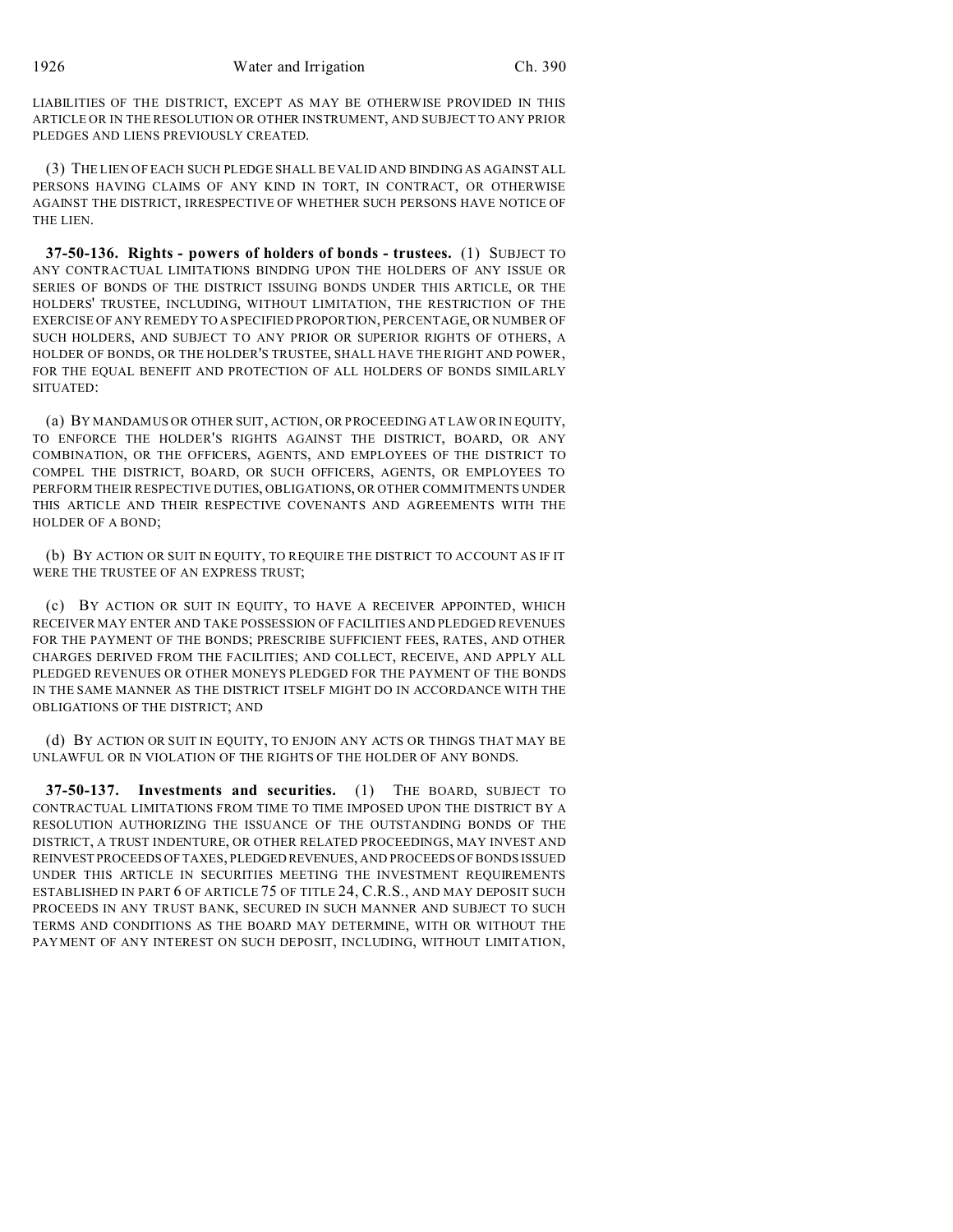LIABILITIES OF THE DISTRICT, EXCEPT AS MAY BE OTHERWISE PROVIDED IN THIS ARTICLE OR IN THE RESOLUTION OR OTHER INSTRUMENT, AND SUBJECT TO ANY PRIOR PLEDGES AND LIENS PREVIOUSLY CREATED.

(3) THE LIEN OF EACH SUCH PLEDGE SHALL BE VALID AND BINDING AS AGAINST ALL PERSONS HAVING CLAIMS OF ANY KIND IN TORT, IN CONTRACT, OR OTHERWISE AGAINST THE DISTRICT, IRRESPECTIVE OF WHETHER SUCH PERSONS HAVE NOTICE OF THE LIEN.

**37-50-136. Rights - powers of holders of bonds - trustees.** (1) SUBJECT TO ANY CONTRACTUAL LIMITATIONS BINDING UPON THE HOLDERS OF ANY ISSUE OR SERIES OF BONDS OF THE DISTRICT ISSUING BONDS UNDER THIS ARTICLE, OR THE HOLDERS' TRUSTEE, INCLUDING, WITHOUT LIMITATION, THE RESTRICTION OF THE EXERCISE OF ANY REMEDY TO A SPECIFIED PROPORTION, PERCENTAGE, OR NUMBER OF SUCH HOLDERS, AND SUBJECT TO ANY PRIOR OR SUPERIOR RIGHTS OF OTHERS, A HOLDER OF BONDS, OR THE HOLDER'S TRUSTEE, SHALL HAVE THE RIGHT AND POWER, FOR THE EQUAL BENEFIT AND PROTECTION OF ALL HOLDERS OF BONDS SIMILARLY SITUATED:

(a) BY MANDAMUS OR OTHER SUIT, ACTION, OR PROCEEDING AT LAW OR IN EQUITY, TO ENFORCE THE HOLDER'S RIGHTS AGAINST THE DISTRICT, BOARD, OR ANY COMBINATION, OR THE OFFICERS, AGENTS, AND EMPLOYEES OF THE DISTRICT TO COMPEL THE DISTRICT, BOARD, OR SUCH OFFICERS, AGENTS, OR EMPLOYEES TO PERFORM THEIR RESPECTIVE DUTIES, OBLIGATIONS, OR OTHER COMMITMENTS UNDER THIS ARTICLE AND THEIR RESPECTIVE COVENANTS AND AGREEMENTS WITH THE HOLDER OF A BOND;

(b) BY ACTION OR SUIT IN EQUITY, TO REQUIRE THE DISTRICT TO ACCOUNT AS IF IT WERE THE TRUSTEE OF AN EXPRESS TRUST;

(c) BY ACTION OR SUIT IN EQUITY, TO HAVE A RECEIVER APPOINTED, WHICH RECEIVER MAY ENTER AND TAKE POSSESSION OF FACILITIES AND PLEDGED REVENUES FOR THE PAYMENT OF THE BONDS; PRESCRIBE SUFFICIENT FEES, RATES, AND OTHER CHARGES DERIVED FROM THE FACILITIES; AND COLLECT, RECEIVE, AND APPLY ALL PLEDGED REVENUES OR OTHER MONEYS PLEDGED FOR THE PAYMENT OF THE BONDS IN THE SAME MANNER AS THE DISTRICT ITSELF MIGHT DO IN ACCORDANCE WITH THE OBLIGATIONS OF THE DISTRICT; AND

(d) BY ACTION OR SUIT IN EQUITY, TO ENJOIN ANY ACTS OR THINGS THAT MAY BE UNLAWFUL OR IN VIOLATION OF THE RIGHTS OF THE HOLDER OF ANY BONDS.

**37-50-137. Investments and securities.** (1) THE BOARD, SUBJECT TO CONTRACTUAL LIMITATIONS FROM TIME TO TIME IMPOSED UPON THE DISTRICT BY A RESOLUTION AUTHORIZING THE ISSUANCE OF THE OUTSTANDING BONDS OF THE DISTRICT, A TRUST INDENTURE, OR OTHER RELATED PROCEEDINGS, MAY INVEST AND REINVEST PROCEEDS OF TAXES, PLEDGED REVENUES, AND PROCEEDS OF BONDS ISSUED UNDER THIS ARTICLE IN SECURITIES MEETING THE INVESTMENT REQUIREMENTS ESTABLISHED IN PART 6 OF ARTICLE 75 OF TITLE 24, C.R.S., AND MAY DEPOSIT SUCH PROCEEDS IN ANY TRUST BANK, SECURED IN SUCH MANNER AND SUBJECT TO SUCH TERMS AND CONDITIONS AS THE BOARD MAY DETERMINE, WITH OR WITHOUT THE PAYMENT OF ANY INTEREST ON SUCH DEPOSIT, INCLUDING, WITHOUT LIMITATION,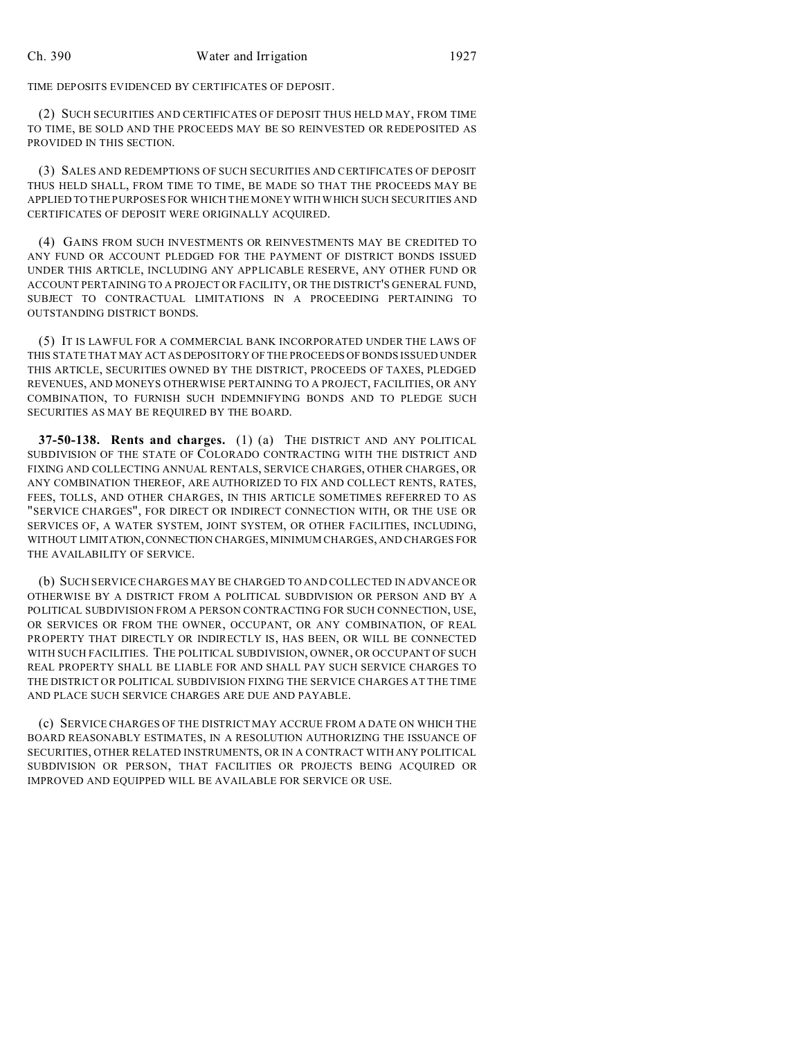TIME DEPOSITS EVIDENCED BY CERTIFICATES OF DEPOSIT.

(2) SUCH SECURITIES AND CERTIFICATES OF DEPOSIT THUS HELD MAY, FROM TIME TO TIME, BE SOLD AND THE PROCEEDS MAY BE SO REINVESTED OR REDEPOSITED AS PROVIDED IN THIS SECTION.

(3) SALES AND REDEMPTIONS OF SUCH SECURITIES AND CERTIFICATES OF DEPOSIT THUS HELD SHALL, FROM TIME TO TIME, BE MADE SO THAT THE PROCEEDS MAY BE APPLIED TO THE PURPOSES FOR WHICH THE MONEY WITH WHICH SUCH SECURITIES AND CERTIFICATES OF DEPOSIT WERE ORIGINALLY ACQUIRED.

(4) GAINS FROM SUCH INVESTMENTS OR REINVESTMENTS MAY BE CREDITED TO ANY FUND OR ACCOUNT PLEDGED FOR THE PAYMENT OF DISTRICT BONDS ISSUED UNDER THIS ARTICLE, INCLUDING ANY APPLICABLE RESERVE, ANY OTHER FUND OR ACCOUNT PERTAINING TO A PROJECT OR FACILITY, OR THE DISTRICT'S GENERAL FUND, SUBJECT TO CONTRACTUAL LIMITATIONS IN A PROCEEDING PERTAINING TO OUTSTANDING DISTRICT BONDS.

(5) IT IS LAWFUL FOR A COMMERCIAL BANK INCORPORATED UNDER THE LAWS OF THIS STATE THAT MAY ACT AS DEPOSITORY OF THE PROCEEDS OF BONDS ISSUED UNDER THIS ARTICLE, SECURITIES OWNED BY THE DISTRICT, PROCEEDS OF TAXES, PLEDGED REVENUES, AND MONEYS OTHERWISE PERTAINING TO A PROJECT, FACILITIES, OR ANY COMBINATION, TO FURNISH SUCH INDEMNIFYING BONDS AND TO PLEDGE SUCH SECURITIES AS MAY BE REQUIRED BY THE BOARD.

**37-50-138. Rents and charges.** (1) (a) THE DISTRICT AND ANY POLITICAL SUBDIVISION OF THE STATE OF COLORADO CONTRACTING WITH THE DISTRICT AND FIXING AND COLLECTING ANNUAL RENTALS, SERVICE CHARGES, OTHER CHARGES, OR ANY COMBINATION THEREOF, ARE AUTHORIZED TO FIX AND COLLECT RENTS, RATES, FEES, TOLLS, AND OTHER CHARGES, IN THIS ARTICLE SOMETIMES REFERRED TO AS "SERVICE CHARGES", FOR DIRECT OR INDIRECT CONNECTION WITH, OR THE USE OR SERVICES OF, A WATER SYSTEM, JOINT SYSTEM, OR OTHER FACILITIES, INCLUDING, WITHOUT LIMITATION, CONNECTION CHARGES, MINIMUM CHARGES, AND CHARGES FOR THE AVAILABILITY OF SERVICE.

(b) SUCH SERVICE CHARGES MAY BE CHARGED TO AND COLLECTED IN ADVANCE OR OTHERWISE BY A DISTRICT FROM A POLITICAL SUBDIVISION OR PERSON AND BY A POLITICAL SUBDIVISION FROM A PERSON CONTRACTING FOR SUCH CONNECTION, USE, OR SERVICES OR FROM THE OWNER, OCCUPANT, OR ANY COMBINATION, OF REAL PROPERTY THAT DIRECTLY OR INDIRECTLY IS, HAS BEEN, OR WILL BE CONNECTED WITH SUCH FACILITIES. THE POLITICAL SUBDIVISION, OWNER, OR OCCUPANT OF SUCH REAL PROPERTY SHALL BE LIABLE FOR AND SHALL PAY SUCH SERVICE CHARGES TO THE DISTRICT OR POLITICAL SUBDIVISION FIXING THE SERVICE CHARGES AT THE TIME AND PLACE SUCH SERVICE CHARGES ARE DUE AND PAYABLE.

(c) SERVICE CHARGES OF THE DISTRICT MAY ACCRUE FROM A DATE ON WHICH THE BOARD REASONABLY ESTIMATES, IN A RESOLUTION AUTHORIZING THE ISSUANCE OF SECURITIES, OTHER RELATED INSTRUMENTS, OR IN A CONTRACT WITH ANY POLITICAL SUBDIVISION OR PERSON, THAT FACILITIES OR PROJECTS BEING ACQUIRED OR IMPROVED AND EQUIPPED WILL BE AVAILABLE FOR SERVICE OR USE.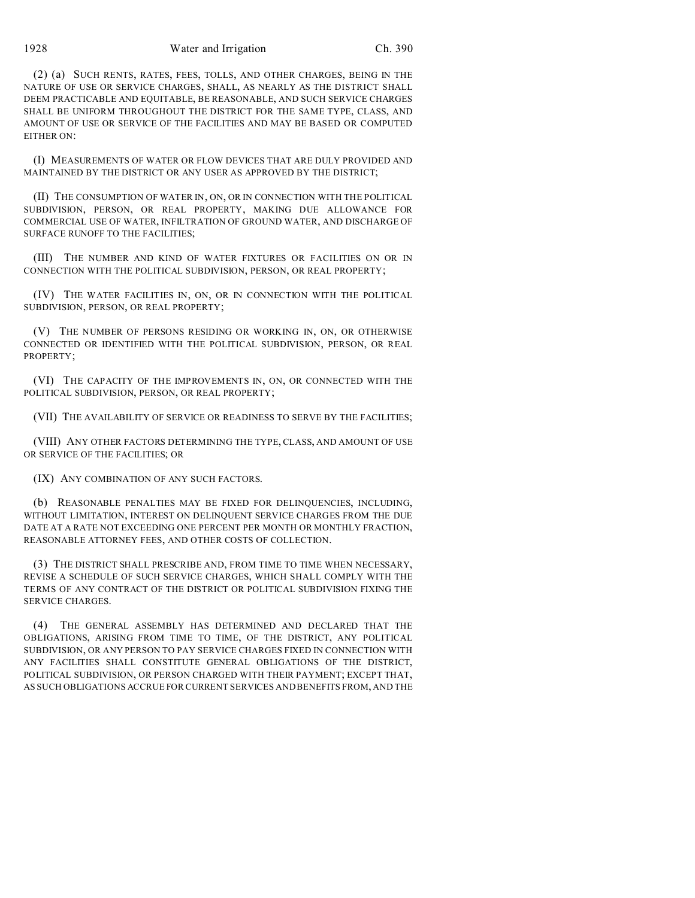(2) (a) SUCH RENTS, RATES, FEES, TOLLS, AND OTHER CHARGES, BEING IN THE NATURE OF USE OR SERVICE CHARGES, SHALL, AS NEARLY AS THE DISTRICT SHALL DEEM PRACTICABLE AND EQUITABLE, BE REASONABLE, AND SUCH SERVICE CHARGES SHALL BE UNIFORM THROUGHOUT THE DISTRICT FOR THE SAME TYPE, CLASS, AND AMOUNT OF USE OR SERVICE OF THE FACILITIES AND MAY BE BASED OR COMPUTED EITHER ON:

(I) MEASUREMENTS OF WATER OR FLOW DEVICES THAT ARE DULY PROVIDED AND MAINTAINED BY THE DISTRICT OR ANY USER AS APPROVED BY THE DISTRICT;

(II) THE CONSUMPTION OF WATER IN, ON, OR IN CONNECTION WITH THE POLITICAL SUBDIVISION, PERSON, OR REAL PROPERTY, MAKING DUE ALLOWANCE FOR COMMERCIAL USE OF WATER, INFILTRATION OF GROUND WATER, AND DISCHARGE OF SURFACE RUNOFF TO THE FACILITIES;

(III) THE NUMBER AND KIND OF WATER FIXTURES OR FACILITIES ON OR IN CONNECTION WITH THE POLITICAL SUBDIVISION, PERSON, OR REAL PROPERTY;

(IV) THE WATER FACILITIES IN, ON, OR IN CONNECTION WITH THE POLITICAL SUBDIVISION, PERSON, OR REAL PROPERTY;

(V) THE NUMBER OF PERSONS RESIDING OR WORKING IN, ON, OR OTHERWISE CONNECTED OR IDENTIFIED WITH THE POLITICAL SUBDIVISION, PERSON, OR REAL PROPERTY;

(VI) THE CAPACITY OF THE IMPROVEMENTS IN, ON, OR CONNECTED WITH THE POLITICAL SUBDIVISION, PERSON, OR REAL PROPERTY;

(VII) THE AVAILABILITY OF SERVICE OR READINESS TO SERVE BY THE FACILITIES;

(VIII) ANY OTHER FACTORS DETERMINING THE TYPE, CLASS, AND AMOUNT OF USE OR SERVICE OF THE FACILITIES; OR

(IX) ANY COMBINATION OF ANY SUCH FACTORS.

(b) REASONABLE PENALTIES MAY BE FIXED FOR DELINQUENCIES, INCLUDING, WITHOUT LIMITATION, INTEREST ON DELINQUENT SERVICE CHARGES FROM THE DUE DATE AT A RATE NOT EXCEEDING ONE PERCENT PER MONTH OR MONTHLY FRACTION, REASONABLE ATTORNEY FEES, AND OTHER COSTS OF COLLECTION.

(3) THE DISTRICT SHALL PRESCRIBE AND, FROM TIME TO TIME WHEN NECESSARY, REVISE A SCHEDULE OF SUCH SERVICE CHARGES, WHICH SHALL COMPLY WITH THE TERMS OF ANY CONTRACT OF THE DISTRICT OR POLITICAL SUBDIVISION FIXING THE SERVICE CHARGES.

(4) THE GENERAL ASSEMBLY HAS DETERMINED AND DECLARED THAT THE OBLIGATIONS, ARISING FROM TIME TO TIME, OF THE DISTRICT, ANY POLITICAL SUBDIVISION, OR ANY PERSON TO PAY SERVICE CHARGES FIXED IN CONNECTION WITH ANY FACILITIES SHALL CONSTITUTE GENERAL OBLIGATIONS OF THE DISTRICT, POLITICAL SUBDIVISION, OR PERSON CHARGED WITH THEIR PAYMENT; EXCEPT THAT, AS SUCH OBLIGATIONS ACCRUE FOR CURRENT SERVICES AND BENEFITS FROM, AND THE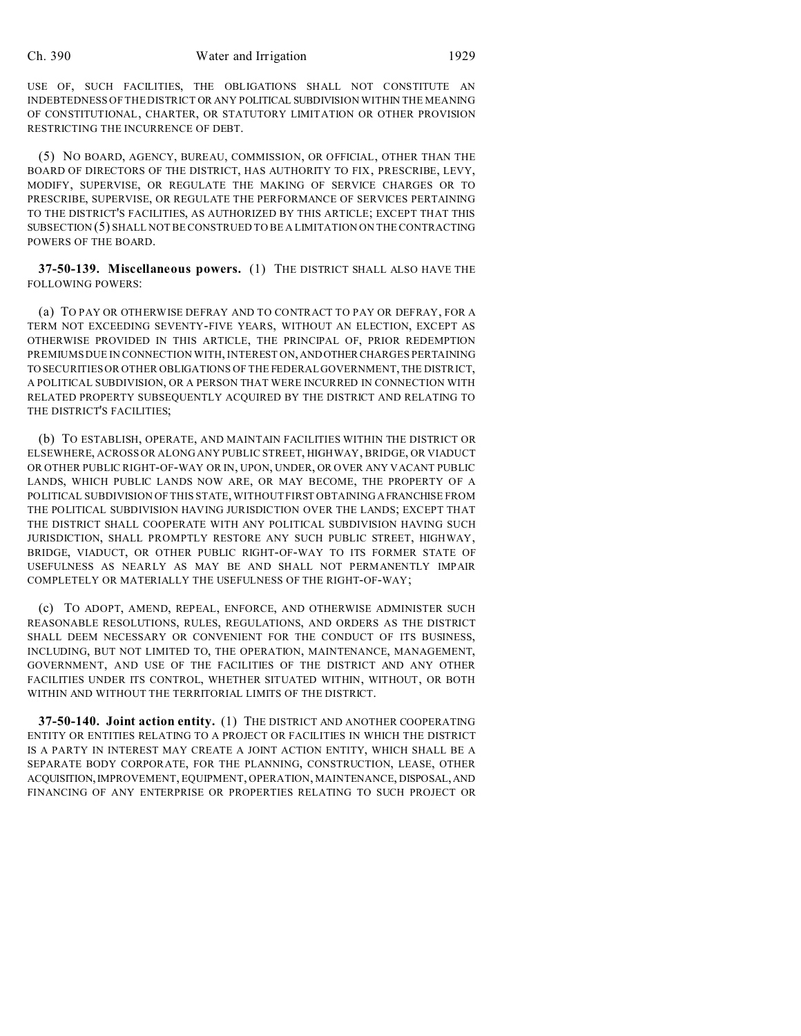USE OF, SUCH FACILITIES, THE OBLIGATIONS SHALL NOT CONSTITUTE AN INDEBTEDNESS OF THE DISTRICT OR ANY POLITICAL SUBDIVISION WITHIN THE MEANING OF CONSTITUTIONAL, CHARTER, OR STATUTORY LIMITATION OR OTHER PROVISION RESTRICTING THE INCURRENCE OF DEBT.

(5) NO BOARD, AGENCY, BUREAU, COMMISSION, OR OFFICIAL, OTHER THAN THE BOARD OF DIRECTORS OF THE DISTRICT, HAS AUTHORITY TO FIX, PRESCRIBE, LEVY, MODIFY, SUPERVISE, OR REGULATE THE MAKING OF SERVICE CHARGES OR TO PRESCRIBE, SUPERVISE, OR REGULATE THE PERFORMANCE OF SERVICES PERTAINING TO THE DISTRICT'S FACILITIES, AS AUTHORIZED BY THIS ARTICLE; EXCEPT THAT THIS SUBSECTION (5) SHALL NOT BE CONSTRUED TO BE A LIMITATION ON THE CONTRACTING POWERS OF THE BOARD.

**37-50-139. Miscellaneous powers.** (1) THE DISTRICT SHALL ALSO HAVE THE FOLLOWING POWERS:

(a) TO PAY OR OTHERWISE DEFRAY AND TO CONTRACT TO PAY OR DEFRAY, FOR A TERM NOT EXCEEDING SEVENTY-FIVE YEARS, WITHOUT AN ELECTION, EXCEPT AS OTHERWISE PROVIDED IN THIS ARTICLE, THE PRINCIPAL OF, PRIOR REDEMPTION PREMIUMS DUE IN CONNECTION WITH, INTEREST ON, AND OTHER CHARGES PERTAINING TO SECURITIES OR OTHER OBLIGATIONS OF THE FEDERAL GOVERNMENT, THE DISTRICT, A POLITICAL SUBDIVISION, OR A PERSON THAT WERE INCURRED IN CONNECTION WITH RELATED PROPERTY SUBSEQUENTLY ACQUIRED BY THE DISTRICT AND RELATING TO THE DISTRICT'S FACILITIES;

(b) TO ESTABLISH, OPERATE, AND MAINTAIN FACILITIES WITHIN THE DISTRICT OR ELSEWHERE, ACROSS OR ALONG ANY PUBLIC STREET, HIGHWAY, BRIDGE, OR VIADUCT OR OTHER PUBLIC RIGHT-OF-WAY OR IN, UPON, UNDER, OR OVER ANY VACANT PUBLIC LANDS, WHICH PUBLIC LANDS NOW ARE, OR MAY BECOME, THE PROPERTY OF A POLITICAL SUBDIVISION OF THIS STATE, WITHOUT FIRST OBTAINING A FRANCHISE FROM THE POLITICAL SUBDIVISION HAVING JURISDICTION OVER THE LANDS; EXCEPT THAT THE DISTRICT SHALL COOPERATE WITH ANY POLITICAL SUBDIVISION HAVING SUCH JURISDICTION, SHALL PROMPTLY RESTORE ANY SUCH PUBLIC STREET, HIGHWAY, BRIDGE, VIADUCT, OR OTHER PUBLIC RIGHT-OF-WAY TO ITS FORMER STATE OF USEFULNESS AS NEARLY AS MAY BE AND SHALL NOT PERMANENTLY IMPAIR COMPLETELY OR MATERIALLY THE USEFULNESS OF THE RIGHT-OF-WAY;

(c) TO ADOPT, AMEND, REPEAL, ENFORCE, AND OTHERWISE ADMINISTER SUCH REASONABLE RESOLUTIONS, RULES, REGULATIONS, AND ORDERS AS THE DISTRICT SHALL DEEM NECESSARY OR CONVENIENT FOR THE CONDUCT OF ITS BUSINESS, INCLUDING, BUT NOT LIMITED TO, THE OPERATION, MAINTENANCE, MANAGEMENT, GOVERNMENT, AND USE OF THE FACILITIES OF THE DISTRICT AND ANY OTHER FACILITIES UNDER ITS CONTROL, WHETHER SITUATED WITHIN, WITHOUT, OR BOTH WITHIN AND WITHOUT THE TERRITORIAL LIMITS OF THE DISTRICT.

**37-50-140. Joint action entity.** (1) THE DISTRICT AND ANOTHER COOPERATING ENTITY OR ENTITIES RELATING TO A PROJECT OR FACILITIES IN WHICH THE DISTRICT IS A PARTY IN INTEREST MAY CREATE A JOINT ACTION ENTITY, WHICH SHALL BE A SEPARATE BODY CORPORATE, FOR THE PLANNING, CONSTRUCTION, LEASE, OTHER ACQUISITION, IMPROVEMENT, EQUIPMENT, OPERATION, MAINTENANCE, DISPOSAL, AND FINANCING OF ANY ENTERPRISE OR PROPERTIES RELATING TO SUCH PROJECT OR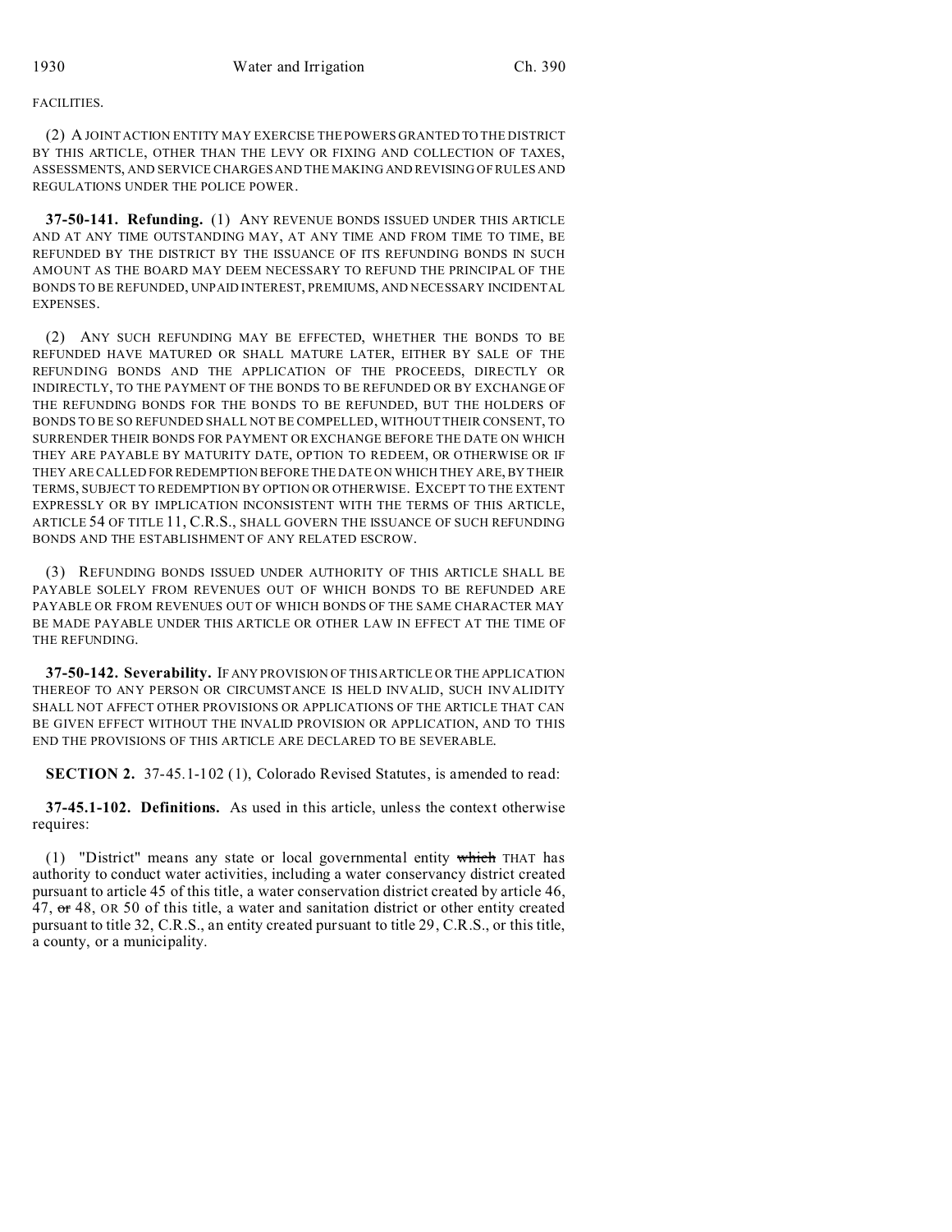FACILITIES.

(2) A JOINT ACTION ENTITY MAY EXERCISE THE POWERS GRANTED TO THE DISTRICT BY THIS ARTICLE, OTHER THAN THE LEVY OR FIXING AND COLLECTION OF TAXES, ASSESSMENTS, AND SERVICE CHARGES AND THE MAKING AND REVISING OF RULES AND REGULATIONS UNDER THE POLICE POWER.

**37-50-141. Refunding.** (1) ANY REVENUE BONDS ISSUED UNDER THIS ARTICLE AND AT ANY TIME OUTSTANDING MAY, AT ANY TIME AND FROM TIME TO TIME, BE REFUNDED BY THE DISTRICT BY THE ISSUANCE OF ITS REFUNDING BONDS IN SUCH AMOUNT AS THE BOARD MAY DEEM NECESSARY TO REFUND THE PRINCIPAL OF THE BONDS TO BE REFUNDED, UNPAID INTEREST, PREMIUMS, AND NECESSARY INCIDENTAL EXPENSES.

(2) ANY SUCH REFUNDING MAY BE EFFECTED, WHETHER THE BONDS TO BE REFUNDED HAVE MATURED OR SHALL MATURE LATER, EITHER BY SALE OF THE REFUNDING BONDS AND THE APPLICATION OF THE PROCEEDS, DIRECTLY OR INDIRECTLY, TO THE PAYMENT OF THE BONDS TO BE REFUNDED OR BY EXCHANGE OF THE REFUNDING BONDS FOR THE BONDS TO BE REFUNDED, BUT THE HOLDERS OF BONDS TO BE SO REFUNDED SHALL NOT BE COMPELLED, WITHOUT THEIR CONSENT, TO SURRENDER THEIR BONDS FOR PAYMENT OR EXCHANGE BEFORE THE DATE ON WHICH THEY ARE PAYABLE BY MATURITY DATE, OPTION TO REDEEM, OR OTHERWISE OR IF THEY ARE CALLED FOR REDEMPTION BEFORE THE DATE ON WHICH THEY ARE, BY THEIR TERMS, SUBJECT TO REDEMPTION BY OPTION OR OTHERWISE. EXCEPT TO THE EXTENT EXPRESSLY OR BY IMPLICATION INCONSISTENT WITH THE TERMS OF THIS ARTICLE, ARTICLE 54 OF TITLE 11, C.R.S., SHALL GOVERN THE ISSUANCE OF SUCH REFUNDING BONDS AND THE ESTABLISHMENT OF ANY RELATED ESCROW.

(3) REFUNDING BONDS ISSUED UNDER AUTHORITY OF THIS ARTICLE SHALL BE PAYABLE SOLELY FROM REVENUES OUT OF WHICH BONDS TO BE REFUNDED ARE PAYABLE OR FROM REVENUES OUT OF WHICH BONDS OF THE SAME CHARACTER MAY BE MADE PAYABLE UNDER THIS ARTICLE OR OTHER LAW IN EFFECT AT THE TIME OF THE REFUNDING.

**37-50-142. Severability.** IF ANY PROVISION OF THIS ARTICLE OR THE APPLICATION THEREOF TO ANY PERSON OR CIRCUMSTANCE IS HELD INVALID, SUCH INVALIDITY SHALL NOT AFFECT OTHER PROVISIONS OR APPLICATIONS OF THE ARTICLE THAT CAN BE GIVEN EFFECT WITHOUT THE INVALID PROVISION OR APPLICATION, AND TO THIS END THE PROVISIONS OF THIS ARTICLE ARE DECLARED TO BE SEVERABLE.

**SECTION 2.** 37-45.1-102 (1), Colorado Revised Statutes, is amended to read:

**37-45.1-102. Definitions.** As used in this article, unless the context otherwise requires:

(1) "District" means any state or local governmental entity ~~which~~ THAT has authority to conduct water activities, including a water conservancy district created pursuant to article 45 of this title, a water conservation district created by article 46, 47, ~~or~~ 48, OR 50 of this title, a water and sanitation district or other entity created pursuant to title 32, C.R.S., an entity created pursuant to title 29, C.R.S., or this title, a county, or a municipality.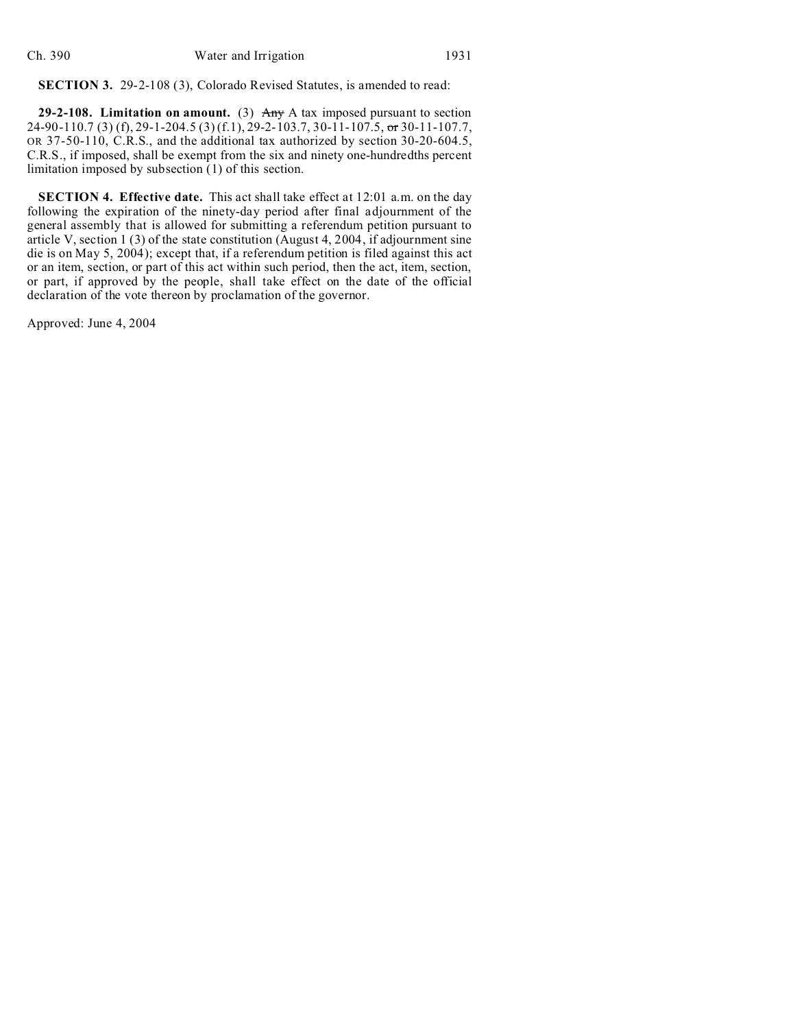**SECTION 3.** 29-2-108 (3), Colorado Revised Statutes, is amended to read:

**29-2-108. Limitation on amount.** (3) ~~Any~~ A tax imposed pursuant to section 24-90-110.7 (3) (f), 29-1-204.5 (3) (f.1), 29-2-103.7, 30-11-107.5, ~~or~~ 30-11-107.7, OR 37-50-110, C.R.S., and the additional tax authorized by section 30-20-604.5, C.R.S., if imposed, shall be exempt from the six and ninety one-hundredths percent limitation imposed by subsection (1) of this section.

**SECTION 4. Effective date.** This act shall take effect at 12:01 a.m. on the day following the expiration of the ninety-day period after final adjournment of the general assembly that is allowed for submitting a referendum petition pursuant to article V, section 1 (3) of the state constitution (August 4, 2004, if adjournment sine die is on May 5, 2004); except that, if a referendum petition is filed against this act or an item, section, or part of this act within such period, then the act, item, section, or part, if approved by the people, shall take effect on the date of the official declaration of the vote thereon by proclamation of the governor.

Approved: June 4, 2004